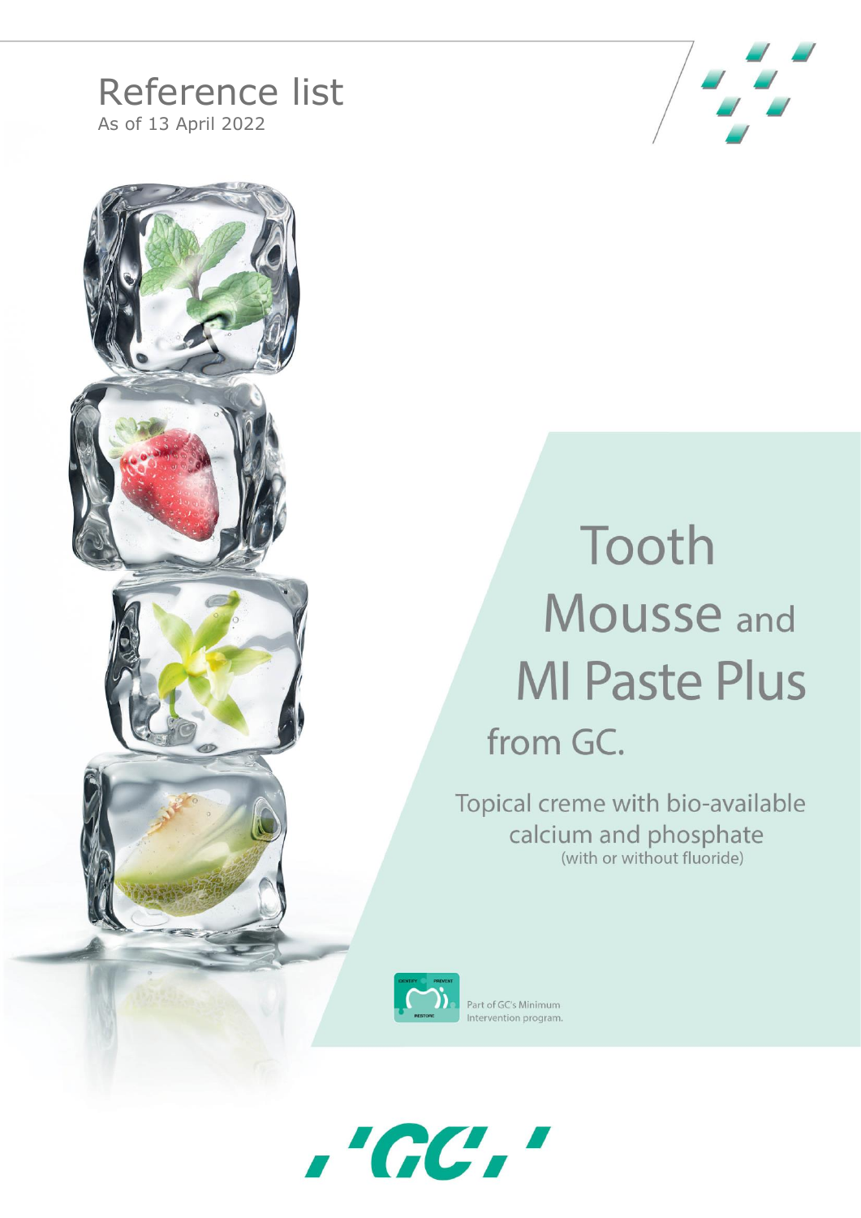# Reference list

As of 13 April 2022

# Tooth Mousse and MI Paste Plus from GC.

Topical creme with bio-available calcium and phosphate
(with or without fluoride)

Part of GC's Minimum Intervention program.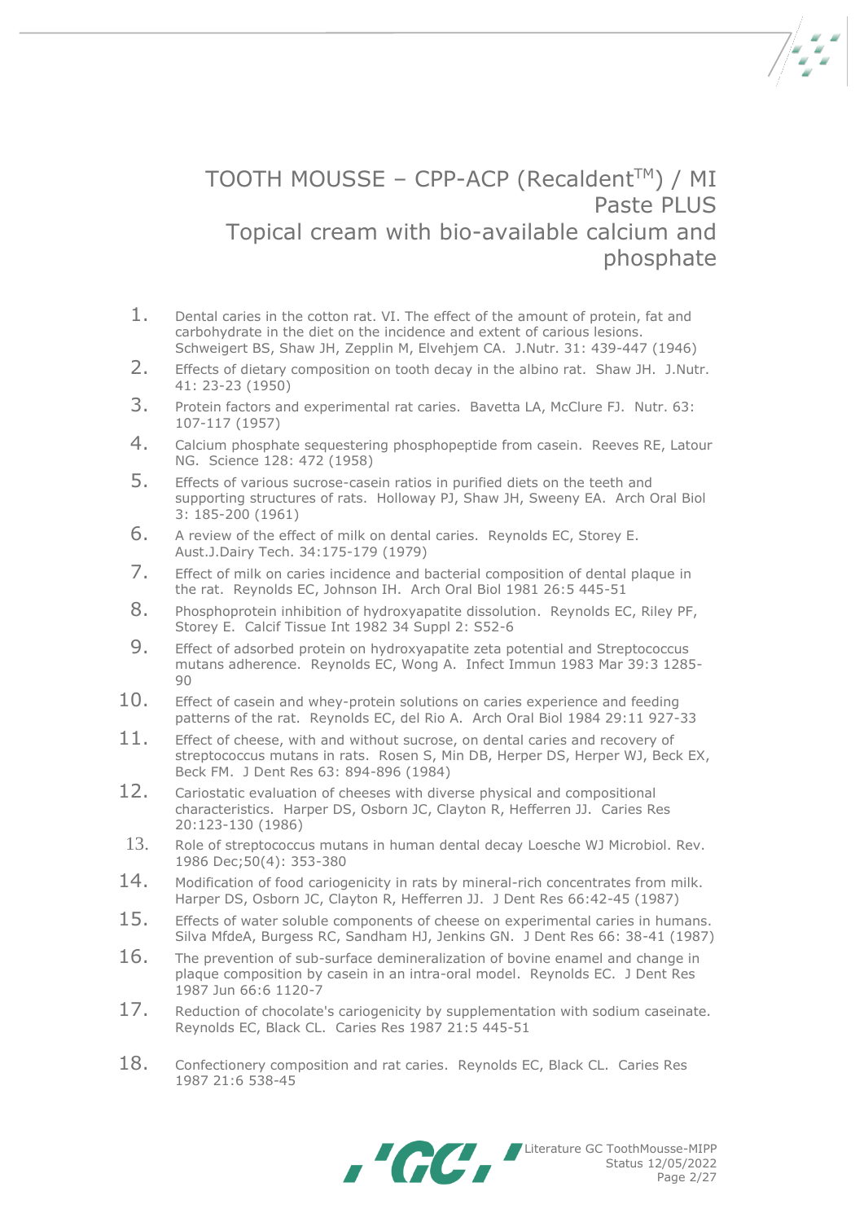# TOOTH MOUSSE – CPP-ACP (Recaldent™) / MI Paste PLUS

## Topical cream with bio-available calcium and phosphate

1. Dental caries in the cotton rat. VI. The effect of the amount of protein, fat and carbohydrate in the diet on the incidence and extent of carious lesions. Schweigert BS, Shaw JH, Zepplin M, Elvehjem CA. J.Nutr. 31: 439-447 (1946)
2. Effects of dietary composition on tooth decay in the albino rat. Shaw JH. J.Nutr. 41: 23-23 (1950)
3. Protein factors and experimental rat caries. Bavetta LA, McClure FJ. Nutr. 63: 107-117 (1957)
4. Calcium phosphate sequestering phosphopeptide from casein. Reeves RE, Latour NG. Science 128: 472 (1958)
5. Effects of various sucrose-casein ratios in purified diets on the teeth and supporting structures of rats. Holloway PJ, Shaw JH, Sweeny EA. Arch Oral Biol 3: 185-200 (1961)
6. A review of the effect of milk on dental caries. Reynolds EC, Storey E. Aust.J.Dairy Tech. 34:175-179 (1979)
7. Effect of milk on caries incidence and bacterial composition of dental plaque in the rat. Reynolds EC, Johnson IH. Arch Oral Biol 1981 26:5 445-51
8. Phosphoprotein inhibition of hydroxyapatite dissolution. Reynolds EC, Riley PF, Storey E. Calcif Tissue Int 1982 34 Suppl 2: S52-6
9. Effect of adsorbed protein on hydroxyapatite zeta potential and Streptococcus mutans adherence. Reynolds EC, Wong A. Infect Immun 1983 Mar 39:3 1285-90
10. Effect of casein and whey-protein solutions on caries experience and feeding patterns of the rat. Reynolds EC, del Rio A. Arch Oral Biol 1984 29:11 927-33
11. Effect of cheese, with and without sucrose, on dental caries and recovery of streptococcus mutans in rats. Rosen S, Min DB, Herper DS, Herper WJ, Beck EX, Beck FM. J Dent Res 63: 894-896 (1984)
12. Cariostatic evaluation of cheeses with diverse physical and compositional characteristics. Harper DS, Osborn JC, Clayton R, Hefferren JJ. Caries Res 20:123-130 (1986)
13. Role of streptococcus mutans in human dental decay Loesche WJ Microbiol. Rev. 1986 Dec;50(4): 353-380
14. Modification of food cariogenicity in rats by mineral-rich concentrates from milk. Harper DS, Osborn JC, Clayton R, Hefferren JJ. J Dent Res 66:42-45 (1987)
15. Effects of water soluble components of cheese on experimental caries in humans. Silva MfdeA, Burgess RC, Sandham HJ, Jenkins GN. J Dent Res 66: 38-41 (1987)
16. The prevention of sub-surface demineralization of bovine enamel and change in plaque composition by casein in an intra-oral model. Reynolds EC. J Dent Res 1987 Jun 66:6 1120-7
17. Reduction of chocolate's cariogenicity by supplementation with sodium caseinate. Reynolds EC, Black CL. Caries Res 1987 21:5 445-51
18. Confectionery composition and rat caries. Reynolds EC, Black CL. Caries Res 1987 21:6 538-45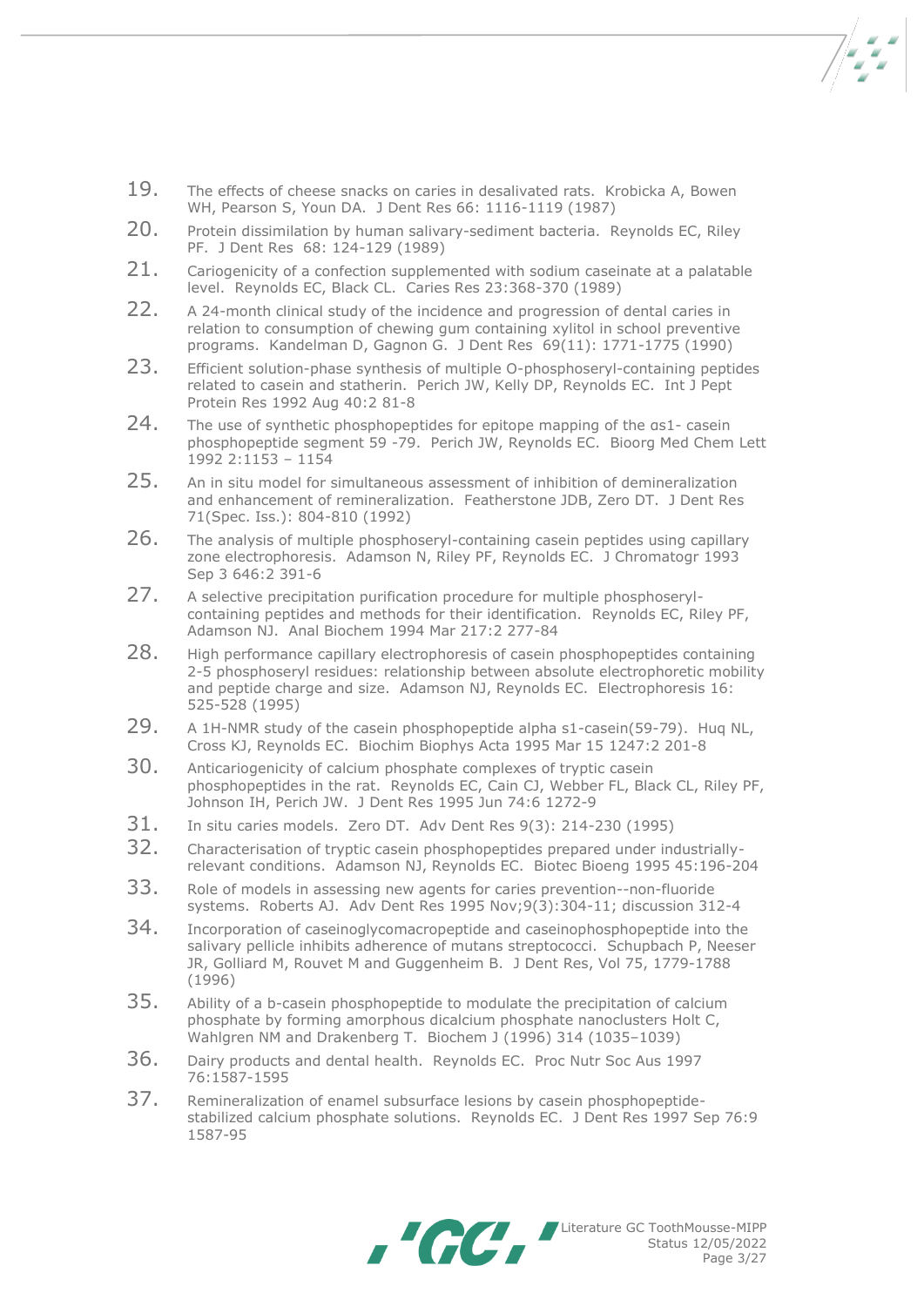19. The effects of cheese snacks on caries in desalivated rats. Krobicka A, Bowen WH, Pearson S, Youn DA. J Dent Res 66: 1116-1119 (1987)
20. Protein dissimilation by human salivary-sediment bacteria. Reynolds EC, Riley PF. J Dent Res 68: 124-129 (1989)
21. Cariogenicity of a confection supplemented with sodium caseinate at a palatable level. Reynolds EC, Black CL. Caries Res 23:368-370 (1989)
22. A 24-month clinical study of the incidence and progression of dental caries in relation to consumption of chewing gum containing xylitol in school preventive programs. Kandelman D, Gagnon G. J Dent Res 69(11): 1771-1775 (1990)
23. Efficient solution-phase synthesis of multiple O-phosphoseryl-containing peptides related to casein and statherin. Perich JW, Kelly DP, Reynolds EC. Int J Pept Protein Res 1992 Aug 40:2 81-8
24. The use of synthetic phosphopeptides for epitope mapping of the αs1- casein phosphopeptide segment 59 -79. Perich JW, Reynolds EC. Bioorg Med Chem Lett 1992 2:1153 – 1154
25. An in situ model for simultaneous assessment of inhibition of demineralization and enhancement of remineralization. Featherstone JDB, Zero DT. J Dent Res 71(Spec. Iss.): 804-810 (1992)
26. The analysis of multiple phosphoseryl-containing casein peptides using capillary zone electrophoresis. Adamson N, Riley PF, Reynolds EC. J Chromatogr 1993 Sep 3 646:2 391-6
27. A selective precipitation purification procedure for multiple phosphoseryl-containing peptides and methods for their identification. Reynolds EC, Riley PF, Adamson NJ. Anal Biochem 1994 Mar 217:2 277-84
28. High performance capillary electrophoresis of casein phosphopeptides containing 2-5 phosphoseryl residues: relationship between absolute electrophoretic mobility and peptide charge and size. Adamson NJ, Reynolds EC. Electrophoresis 16: 525-528 (1995)
29. A 1H-NMR study of the casein phosphopeptide alpha s1-casein(59-79). Huq NL, Cross KJ, Reynolds EC. Biochim Biophys Acta 1995 Mar 15 1247:2 201-8
30. Anticariogenicity of calcium phosphate complexes of tryptic casein phosphopeptides in the rat. Reynolds EC, Cain CJ, Webber FL, Black CL, Riley PF, Johnson IH, Perich JW. J Dent Res 1995 Jun 74:6 1272-9
31. In situ caries models. Zero DT. Adv Dent Res 9(3): 214-230 (1995)
32. Characterisation of tryptic casein phosphopeptides prepared under industrially-relevant conditions. Adamson NJ, Reynolds EC. Biotec Bioeng 1995 45:196-204
33. Role of models in assessing new agents for caries prevention--non-fluoride systems. Roberts AJ. Adv Dent Res 1995 Nov;9(3):304-11; discussion 312-4
34. Incorporation of caseinoglycomacropeptide and caseinophosphopeptide into the salivary pellicle inhibits adherence of mutans streptococci. Schupbach P, Neeser JR, Golliard M, Rouvet M and Guggenheim B. J Dent Res, Vol 75, 1779-1788 (1996)
35. Ability of a b-casein phosphopeptide to modulate the precipitation of calcium phosphate by forming amorphous dicalcium phosphate nanoclusters Holt C, Wahlgren NM and Drakenberg T. Biochem J (1996) 314 (1035–1039)
36. Dairy products and dental health. Reynolds EC. Proc Nutr Soc Aus 1997 76:1587-1595
37. Remineralization of enamel subsurface lesions by casein phosphopeptide-stabilized calcium phosphate solutions. Reynolds EC. J Dent Res 1997 Sep 76:9 1587-95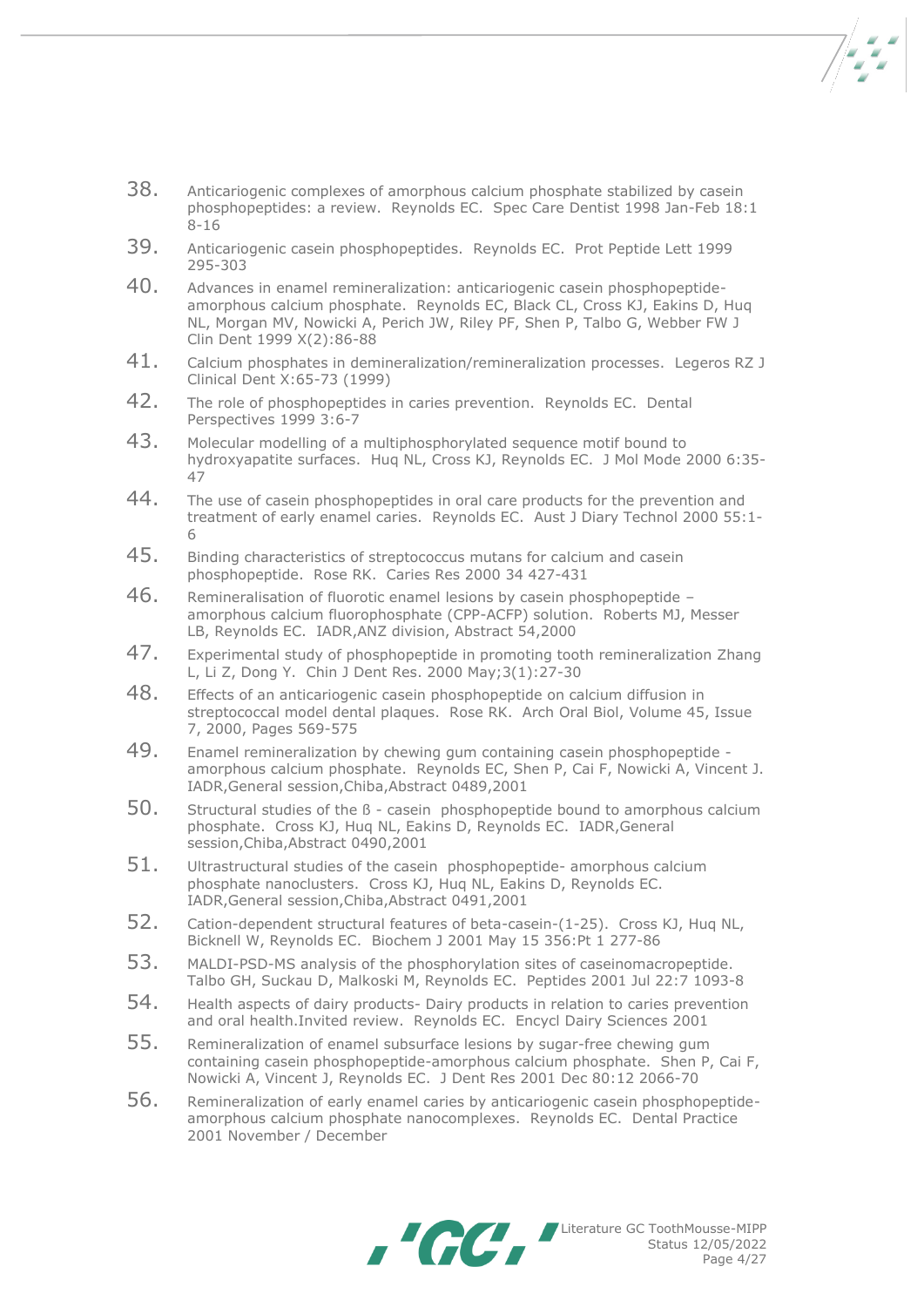38. Anticariogenic complexes of amorphous calcium phosphate stabilized by casein phosphopeptides: a review. Reynolds EC. Spec Care Dentist 1998 Jan-Feb 18:1 8-16
39. Anticariogenic casein phosphopeptides. Reynolds EC. Prot Peptide Lett 1999 295-303
40. Advances in enamel remineralization: anticariogenic casein phosphopeptide-amorphous calcium phosphate. Reynolds EC, Black CL, Cross KJ, Eakins D, Huq NL, Morgan MV, Nowicki A, Perich JW, Riley PF, Shen P, Talbo G, Webber FW J Clin Dent 1999 X(2):86-88
41. Calcium phosphates in demineralization/remineralization processes. Legeros RZ J Clinical Dent X:65-73 (1999)
42. The role of phosphopeptides in caries prevention. Reynolds EC. Dental Perspectives 1999 3:6-7
43. Molecular modelling of a multiphosphorylated sequence motif bound to hydroxyapatite surfaces. Huq NL, Cross KJ, Reynolds EC. J Mol Mode 2000 6:35-47
44. The use of casein phosphopeptides in oral care products for the prevention and treatment of early enamel caries. Reynolds EC. Aust J Diary Technol 2000 55:1-6
45. Binding characteristics of streptococcus mutans for calcium and casein phosphopeptide. Rose RK. Caries Res 2000 34 427-431
46. Remineralisation of fluorotic enamel lesions by casein phosphopeptide – amorphous calcium fluorophosphate (CPP-ACFP) solution. Roberts MJ, Messer LB, Reynolds EC. IADR,ANZ division, Abstract 54,2000
47. Experimental study of phosphopeptide in promoting tooth remineralization Zhang L, Li Z, Dong Y. Chin J Dent Res. 2000 May;3(1):27-30
48. Effects of an anticariogenic casein phosphopeptide on calcium diffusion in streptococcal model dental plaques. Rose RK. Arch Oral Biol, Volume 45, Issue 7, 2000, Pages 569-575
49. Enamel remineralization by chewing gum containing casein phosphopeptide - amorphous calcium phosphate. Reynolds EC, Shen P, Cai F, Nowicki A, Vincent J. IADR,General session,Chiba,Abstract 0489,2001
50. Structural studies of the ß - casein phosphopeptide bound to amorphous calcium phosphate. Cross KJ, Huq NL, Eakins D, Reynolds EC. IADR,General session,Chiba,Abstract 0490,2001
51. Ultrastructural studies of the casein phosphopeptide- amorphous calcium phosphate nanoclusters. Cross KJ, Huq NL, Eakins D, Reynolds EC. IADR,General session,Chiba,Abstract 0491,2001
52. Cation-dependent structural features of beta-casein-(1-25). Cross KJ, Huq NL, Bicknell W, Reynolds EC. Biochem J 2001 May 15 356:Pt 1 277-86
53. MALDI-PSD-MS analysis of the phosphorylation sites of caseinomacropeptide. Talbo GH, Suckau D, Malkoski M, Reynolds EC. Peptides 2001 Jul 22:7 1093-8
54. Health aspects of dairy products- Dairy products in relation to caries prevention and oral health.Invited review. Reynolds EC. Encycl Dairy Sciences 2001
55. Remineralization of enamel subsurface lesions by sugar-free chewing gum containing casein phosphopeptide-amorphous calcium phosphate. Shen P, Cai F, Nowicki A, Vincent J, Reynolds EC. J Dent Res 2001 Dec 80:12 2066-70
56. Remineralization of early enamel caries by anticariogenic casein phosphopeptide-amorphous calcium phosphate nanocomplexes. Reynolds EC. Dental Practice 2001 November / December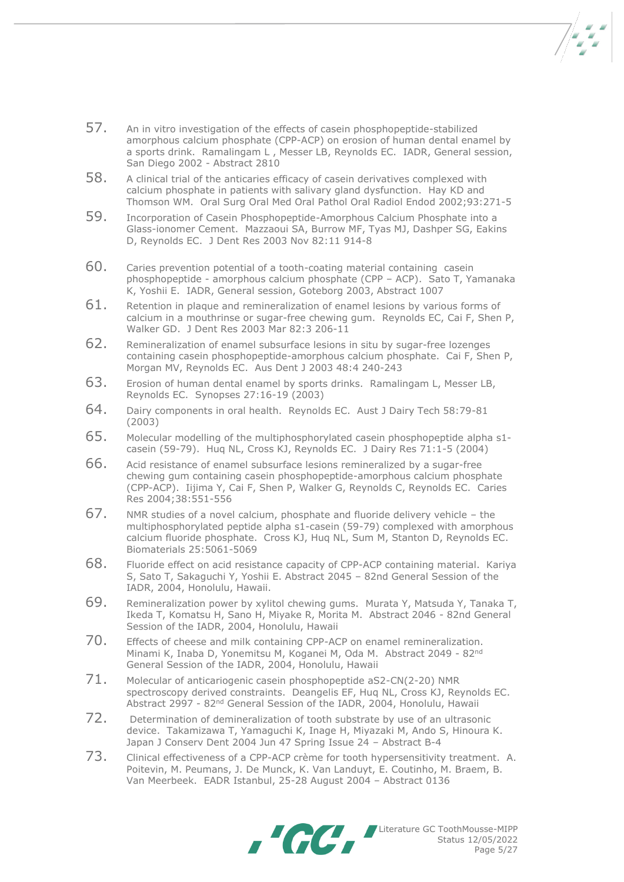57. An in vitro investigation of the effects of casein phosphopeptide-stabilized amorphous calcium phosphate (CPP-ACP) on erosion of human dental enamel by a sports drink. Ramalingam L , Messer LB, Reynolds EC. IADR, General session, San Diego 2002 - Abstract 2810

58. A clinical trial of the anticaries efficacy of casein derivatives complexed with calcium phosphate in patients with salivary gland dysfunction. Hay KD and Thomson WM. Oral Surg Oral Med Oral Pathol Oral Radiol Endod 2002;93:271-5

59. Incorporation of Casein Phosphopeptide-Amorphous Calcium Phosphate into a Glass-ionomer Cement. Mazzaoui SA, Burrow MF, Tyas MJ, Dashper SG, Eakins D, Reynolds EC. J Dent Res 2003 Nov 82:11 914-8

60. Caries prevention potential of a tooth-coating material containing casein phosphopeptide - amorphous calcium phosphate (CPP – ACP). Sato T, Yamanaka K, Yoshii E. IADR, General session, Goteborg 2003, Abstract 1007

61. Retention in plaque and remineralization of enamel lesions by various forms of calcium in a mouthrinse or sugar-free chewing gum. Reynolds EC, Cai F, Shen P, Walker GD. J Dent Res 2003 Mar 82:3 206-11

62. Remineralization of enamel subsurface lesions in situ by sugar-free lozenges containing casein phosphopeptide-amorphous calcium phosphate. Cai F, Shen P, Morgan MV, Reynolds EC. Aus Dent J 2003 48:4 240-243

63. Erosion of human dental enamel by sports drinks. Ramalingam L, Messer LB, Reynolds EC. Synopses 27:16-19 (2003)

64. Dairy components in oral health. Reynolds EC. Aust J Dairy Tech 58:79-81 (2003)

65. Molecular modelling of the multiphosphorylated casein phosphopeptide alpha s1-casein (59-79). Huq NL, Cross KJ, Reynolds EC. J Dairy Res 71:1-5 (2004)

66. Acid resistance of enamel subsurface lesions remineralized by a sugar-free chewing gum containing casein phosphopeptide-amorphous calcium phosphate (CPP-ACP). Iijima Y, Cai F, Shen P, Walker G, Reynolds C, Reynolds EC. Caries Res 2004;38:551-556

67. NMR studies of a novel calcium, phosphate and fluoride delivery vehicle – the multiphosphorylated peptide alpha s1-casein (59-79) complexed with amorphous calcium fluoride phosphate. Cross KJ, Huq NL, Sum M, Stanton D, Reynolds EC. Biomaterials 25:5061-5069

68. Fluoride effect on acid resistance capacity of CPP-ACP containing material. Kariya S, Sato T, Sakaguchi Y, Yoshii E. Abstract 2045 – 82nd General Session of the IADR, 2004, Honolulu, Hawaii.

69. Remineralization power by xylitol chewing gums. Murata Y, Matsuda Y, Tanaka T, Ikeda T, Komatsu H, Sano H, Miyake R, Morita M. Abstract 2046 - 82nd General Session of the IADR, 2004, Honolulu, Hawaii

70. Effects of cheese and milk containing CPP-ACP on enamel remineralization. Minami K, Inaba D, Yonemitsu M, Koganei M, Oda M. Abstract 2049 - 82nd General Session of the IADR, 2004, Honolulu, Hawaii

71. Molecular of anticariogenic casein phosphopeptide aS2-CN(2-20) NMR spectroscopy derived constraints. Deangelis EF, Huq NL, Cross KJ, Reynolds EC. Abstract 2997 - 82nd General Session of the IADR, 2004, Honolulu, Hawaii

72. Determination of demineralization of tooth substrate by use of an ultrasonic device. Takamizawa T, Yamaguchi K, Inage H, Miyazaki M, Ando S, Hinoura K. Japan J Conserv Dent 2004 Jun 47 Spring Issue 24 – Abstract B-4

73. Clinical effectiveness of a CPP-ACP crème for tooth hypersensitivity treatment. A. Poitevin, M. Peumans, J. De Munck, K. Van Landuyt, E. Coutinho, M. Braem, B. Van Meerbeek. EADR Istanbul, 25-28 August 2004 – Abstract 0136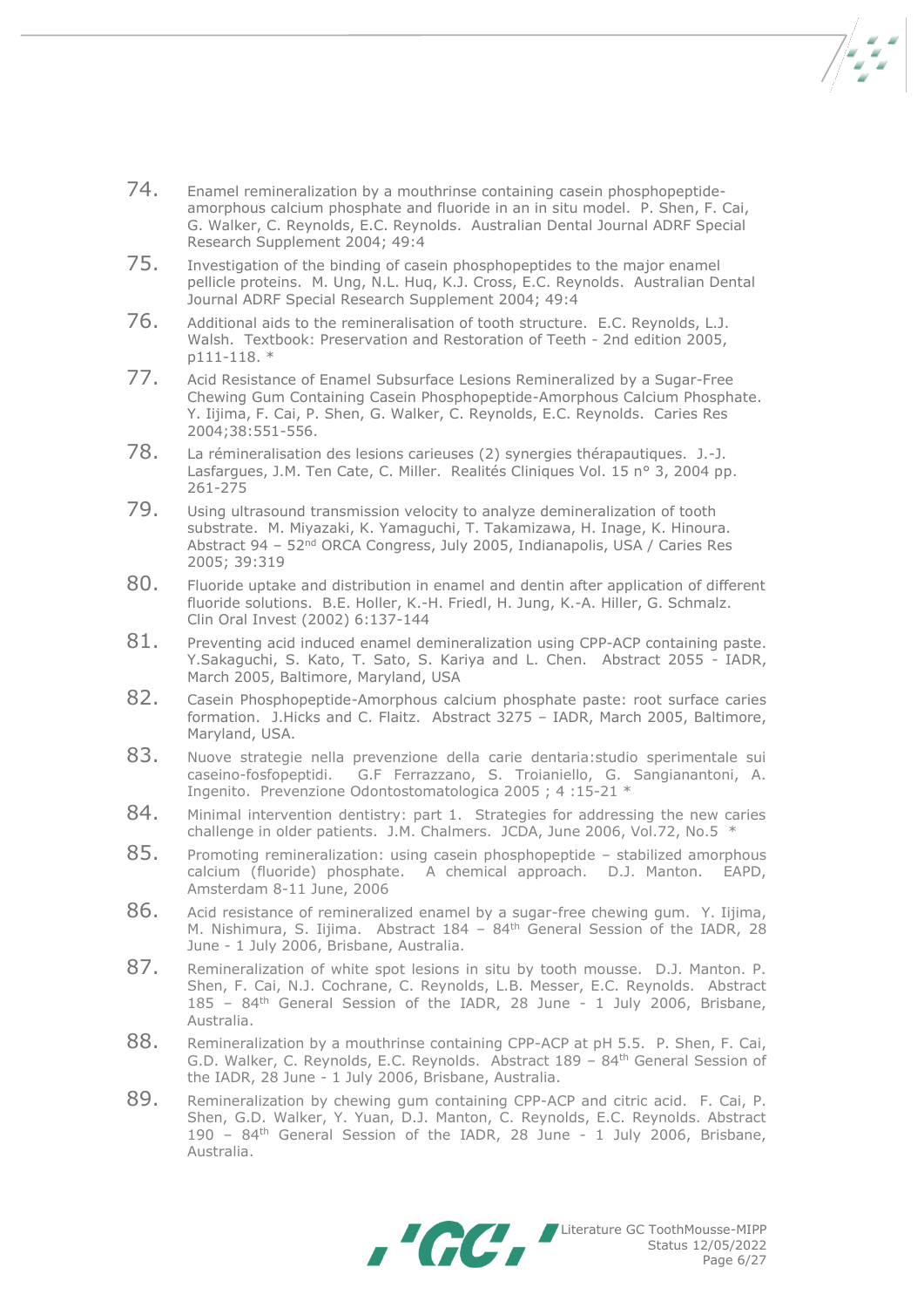74. Enamel remineralization by a mouthrinse containing casein phosphopeptide-amorphous calcium phosphate and fluoride in an in situ model. P. Shen, F. Cai, G. Walker, C. Reynolds, E.C. Reynolds. Australian Dental Journal ADRF Special Research Supplement 2004; 49:4

75. Investigation of the binding of casein phosphopeptides to the major enamel pellicle proteins. M. Ung, N.L. Huq, K.J. Cross, E.C. Reynolds. Australian Dental Journal ADRF Special Research Supplement 2004; 49:4

76. Additional aids to the remineralisation of tooth structure. E.C. Reynolds, L.J. Walsh. Textbook: Preservation and Restoration of Teeth - 2nd edition 2005, p111-118. *

77. Acid Resistance of Enamel Subsurface Lesions Remineralized by a Sugar-Free Chewing Gum Containing Casein Phosphopeptide-Amorphous Calcium Phosphate. Y. Iijima, F. Cai, P. Shen, G. Walker, C. Reynolds, E.C. Reynolds. Caries Res 2004;38:551-556.

78. La rémineralisation des lesions carieuses (2) synergies thérapautiques. J.-J. Lasfargues, J.M. Ten Cate, C. Miller. Realités Cliniques Vol. 15 n° 3, 2004 pp. 261-275

79. Using ultrasound transmission velocity to analyze demineralization of tooth substrate. M. Miyazaki, K. Yamaguchi, T. Takamizawa, H. Inage, K. Hinoura. Abstract 94 – 52nd ORCA Congress, July 2005, Indianapolis, USA / Caries Res 2005; 39:319

80. Fluoride uptake and distribution in enamel and dentin after application of different fluoride solutions. B.E. Holler, K.-H. Friedl, H. Jung, K.-A. Hiller, G. Schmalz. Clin Oral Invest (2002) 6:137-144

81. Preventing acid induced enamel demineralization using CPP-ACP containing paste. Y.Sakaguchi, S. Kato, T. Sato, S. Kariya and L. Chen. Abstract 2055 - IADR, March 2005, Baltimore, Maryland, USA

82. Casein Phosphopeptide-Amorphous calcium phosphate paste: root surface caries formation. J.Hicks and C. Flaitz. Abstract 3275 – IADR, March 2005, Baltimore, Maryland, USA.

83. Nuove strategie nella prevenzione della carie dentaria:studio sperimentale sui caseino-fosfopeptidi. G.F Ferrazzano, S. Troianiello, G. Sangianantoni, A. Ingenito. Prevenzione Odontostomatologica 2005 ; 4 :15-21 *

84. Minimal intervention dentistry: part 1. Strategies for addressing the new caries challenge in older patients. J.M. Chalmers. JCDA, June 2006, Vol.72, No.5 *

85. Promoting remineralization: using casein phosphopeptide – stabilized amorphous calcium (fluoride) phosphate. A chemical approach. D.J. Manton. EAPD, Amsterdam 8-11 June, 2006

86. Acid resistance of remineralized enamel by a sugar-free chewing gum. Y. Iijima, M. Nishimura, S. Iijima. Abstract 184 – 84th General Session of the IADR, 28 June - 1 July 2006, Brisbane, Australia.

87. Remineralization of white spot lesions in situ by tooth mousse. D.J. Manton. P. Shen, F. Cai, N.J. Cochrane, C. Reynolds, L.B. Messer, E.C. Reynolds. Abstract 185 – 84th General Session of the IADR, 28 June - 1 July 2006, Brisbane, Australia.

88. Remineralization by a mouthrinse containing CPP-ACP at pH 5.5. P. Shen, F. Cai, G.D. Walker, C. Reynolds, E.C. Reynolds. Abstract 189 – 84th General Session of the IADR, 28 June - 1 July 2006, Brisbane, Australia.

89. Remineralization by chewing gum containing CPP-ACP and citric acid. F. Cai, P. Shen, G.D. Walker, Y. Yuan, D.J. Manton, C. Reynolds, E.C. Reynolds. Abstract 190 – 84th General Session of the IADR, 28 June - 1 July 2006, Brisbane, Australia.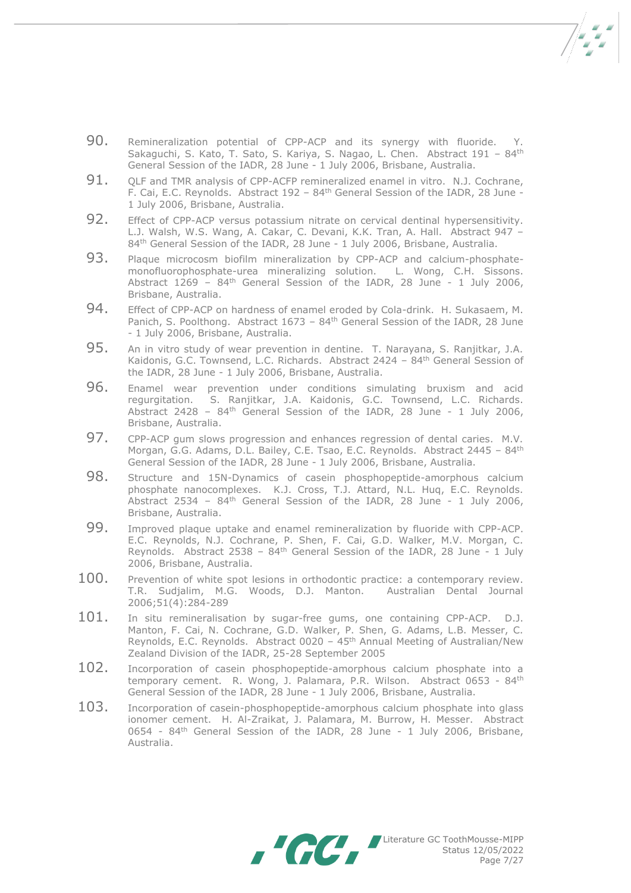90. Remineralization potential of CPP-ACP and its synergy with fluoride. Y. Sakaguchi, S. Kato, T. Sato, S. Kariya, S. Nagao, L. Chen. Abstract 191 – 84th General Session of the IADR, 28 June - 1 July 2006, Brisbane, Australia.
91. QLF and TMR analysis of CPP-ACFP remineralized enamel in vitro. N.J. Cochrane, F. Cai, E.C. Reynolds. Abstract 192 – 84th General Session of the IADR, 28 June - 1 July 2006, Brisbane, Australia.
92. Effect of CPP-ACP versus potassium nitrate on cervical dentinal hypersensitivity. L.J. Walsh, W.S. Wang, A. Cakar, C. Devani, K.K. Tran, A. Hall. Abstract 947 – 84th General Session of the IADR, 28 June - 1 July 2006, Brisbane, Australia.
93. Plaque microcosm biofilm mineralization by CPP-ACP and calcium-phosphate-monofluorophosphate-urea mineralizing solution. L. Wong, C.H. Sissons. Abstract 1269 – 84th General Session of the IADR, 28 June - 1 July 2006, Brisbane, Australia.
94. Effect of CPP-ACP on hardness of enamel eroded by Cola-drink. H. Sukasaem, M. Panich, S. Poolthong. Abstract 1673 – 84th General Session of the IADR, 28 June - 1 July 2006, Brisbane, Australia.
95. An in vitro study of wear prevention in dentine. T. Narayana, S. Ranjitkar, J.A. Kaidonis, G.C. Townsend, L.C. Richards. Abstract 2424 – 84th General Session of the IADR, 28 June - 1 July 2006, Brisbane, Australia.
96. Enamel wear prevention under conditions simulating bruxism and acid regurgitation. S. Ranjitkar, J.A. Kaidonis, G.C. Townsend, L.C. Richards. Abstract 2428 – 84th General Session of the IADR, 28 June - 1 July 2006, Brisbane, Australia.
97. CPP-ACP gum slows progression and enhances regression of dental caries. M.V. Morgan, G.G. Adams, D.L. Bailey, C.E. Tsao, E.C. Reynolds. Abstract 2445 – 84th General Session of the IADR, 28 June - 1 July 2006, Brisbane, Australia.
98. Structure and 15N-Dynamics of casein phosphopeptide-amorphous calcium phosphate nanocomplexes. K.J. Cross, T.J. Attard, N.L. Huq, E.C. Reynolds. Abstract 2534 – 84th General Session of the IADR, 28 June - 1 July 2006, Brisbane, Australia.
99. Improved plaque uptake and enamel remineralization by fluoride with CPP-ACP. E.C. Reynolds, N.J. Cochrane, P. Shen, F. Cai, G.D. Walker, M.V. Morgan, C. Reynolds. Abstract 2538 – 84th General Session of the IADR, 28 June - 1 July 2006, Brisbane, Australia.
100. Prevention of white spot lesions in orthodontic practice: a contemporary review. T.R. Sudjalim, M.G. Woods, D.J. Manton. Australian Dental Journal 2006;51(4):284-289
101. In situ remineralisation by sugar-free gums, one containing CPP-ACP. D.J. Manton, F. Cai, N. Cochrane, G.D. Walker, P. Shen, G. Adams, L.B. Messer, C. Reynolds, E.C. Reynolds. Abstract 0020 – 45th Annual Meeting of Australian/New Zealand Division of the IADR, 25-28 September 2005
102. Incorporation of casein phosphopeptide-amorphous calcium phosphate into a temporary cement. R. Wong, J. Palamara, P.R. Wilson. Abstract 0653 - 84th General Session of the IADR, 28 June - 1 July 2006, Brisbane, Australia.
103. Incorporation of casein-phosphopeptide-amorphous calcium phosphate into glass ionomer cement. H. Al-Zraikat, J. Palamara, M. Burrow, H. Messer. Abstract 0654 - 84th General Session of the IADR, 28 June - 1 July 2006, Brisbane, Australia.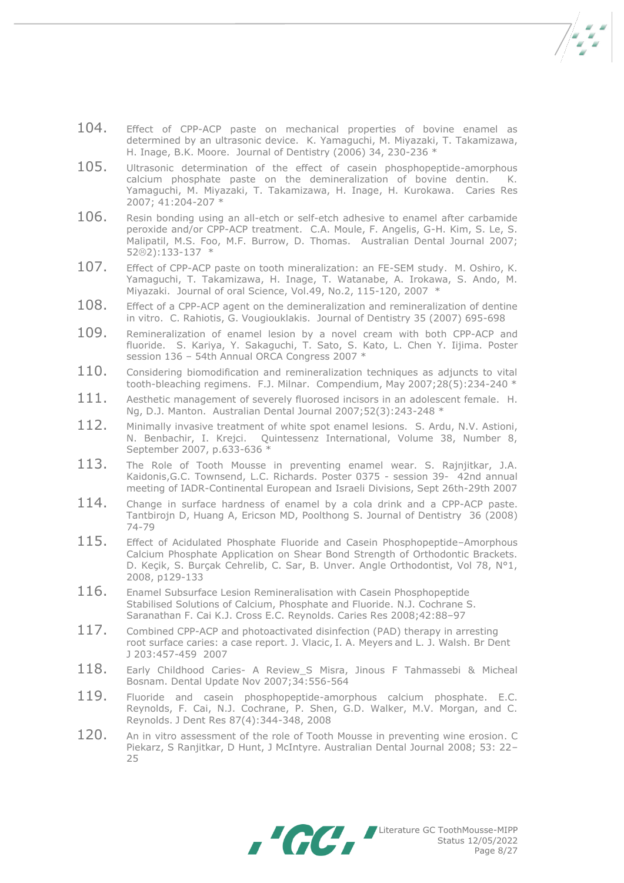104. Effect of CPP-ACP paste on mechanical properties of bovine enamel as determined by an ultrasonic device. K. Yamaguchi, M. Miyazaki, T. Takamizawa, H. Inage, B.K. Moore. Journal of Dentistry (2006) 34, 230-236 *

105. Ultrasonic determination of the effect of casein phosphopeptide-amorphous calcium phosphate paste on the demineralization of bovine dentin. K. Yamaguchi, M. Miyazaki, T. Takamizawa, H. Inage, H. Kurokawa. Caries Res 2007; 41:204-207 *

106. Resin bonding using an all-etch or self-etch adhesive to enamel after carbamide peroxide and/or CPP-ACP treatment. C.A. Moule, F. Angelis, G-H. Kim, S. Le, S. Malipatil, M.S. Foo, M.F. Burrow, D. Thomas. Australian Dental Journal 2007; 52☹2):133-137 *

107. Effect of CPP-ACP paste on tooth mineralization: an FE-SEM study. M. Oshiro, K. Yamaguchi, T. Takamizawa, H. Inage, T. Watanabe, A. Irokawa, S. Ando, M. Miyazaki. Journal of oral Science, Vol.49, No.2, 115-120, 2007 *

108. Effect of a CPP-ACP agent on the demineralization and remineralization of dentine in vitro. C. Rahiotis, G. Vougiouklakis. Journal of Dentistry 35 (2007) 695-698

109. Remineralization of enamel lesion by a novel cream with both CPP-ACP and fluoride. S. Kariya, Y. Sakaguchi, T. Sato, S. Kato, L. Chen Y. Iijima. Poster session 136 – 54th Annual ORCA Congress 2007 *

110. Considering biomodification and remineralization techniques as adjuncts to vital tooth-bleaching regimens. F.J. Milnar. Compendium, May 2007;28(5):234-240 *

111. Aesthetic management of severely fluorosed incisors in an adolescent female. H. Ng, D.J. Manton. Australian Dental Journal 2007;52(3):243-248 *

112. Minimally invasive treatment of white spot enamel lesions. S. Ardu, N.V. Astioni, N. Benbachir, I. Krejci. Quintessenz International, Volume 38, Number 8, September 2007, p.633-636 *

113. The Role of Tooth Mousse in preventing enamel wear. S. Rajnjitkar, J.A. Kaidonis,G.C. Townsend, L.C. Richards. Poster 0375 - session 39- 42nd annual meeting of IADR-Continental European and Israeli Divisions, Sept 26th-29th 2007

114. Change in surface hardness of enamel by a cola drink and a CPP-ACP paste. Tantbirojn D, Huang A, Ericson MD, Poolthong S. Journal of Dentistry 36 (2008) 74-79

115. Effect of Acidulated Phosphate Fluoride and Casein Phosphopeptide–Amorphous Calcium Phosphate Application on Shear Bond Strength of Orthodontic Brackets. D. Keçik, S. Burçak Cehrelib, C. Sar, B. Unver. Angle Orthodontist, Vol 78, N°1, 2008, p129-133

116. Enamel Subsurface Lesion Remineralisation with Casein Phosphopeptide Stabilised Solutions of Calcium, Phosphate and Fluoride. N.J. Cochrane S. Saranathan F. Cai K.J. Cross E.C. Reynolds. Caries Res 2008;42:88–97

117. Combined CPP-ACP and photoactivated disinfection (PAD) therapy in arresting root surface caries: a case report. J. Vlacic, I. A. Meyers and L. J. Walsh. Br Dent J 203:457-459 2007

118. Early Childhood Caries- A Review_S Misra, Jinous F Tahmassebi & Micheal Bosnam. Dental Update Nov 2007;34:556-564

119. Fluoride and casein phosphopeptide-amorphous calcium phosphate. E.C. Reynolds, F. Cai, N.J. Cochrane, P. Shen, G.D. Walker, M.V. Morgan, and C. Reynolds. J Dent Res 87(4):344-348, 2008

120. An in vitro assessment of the role of Tooth Mousse in preventing wine erosion. C Piekarz, S Ranjitkar, D Hunt, J McIntyre. Australian Dental Journal 2008; 53: 22–25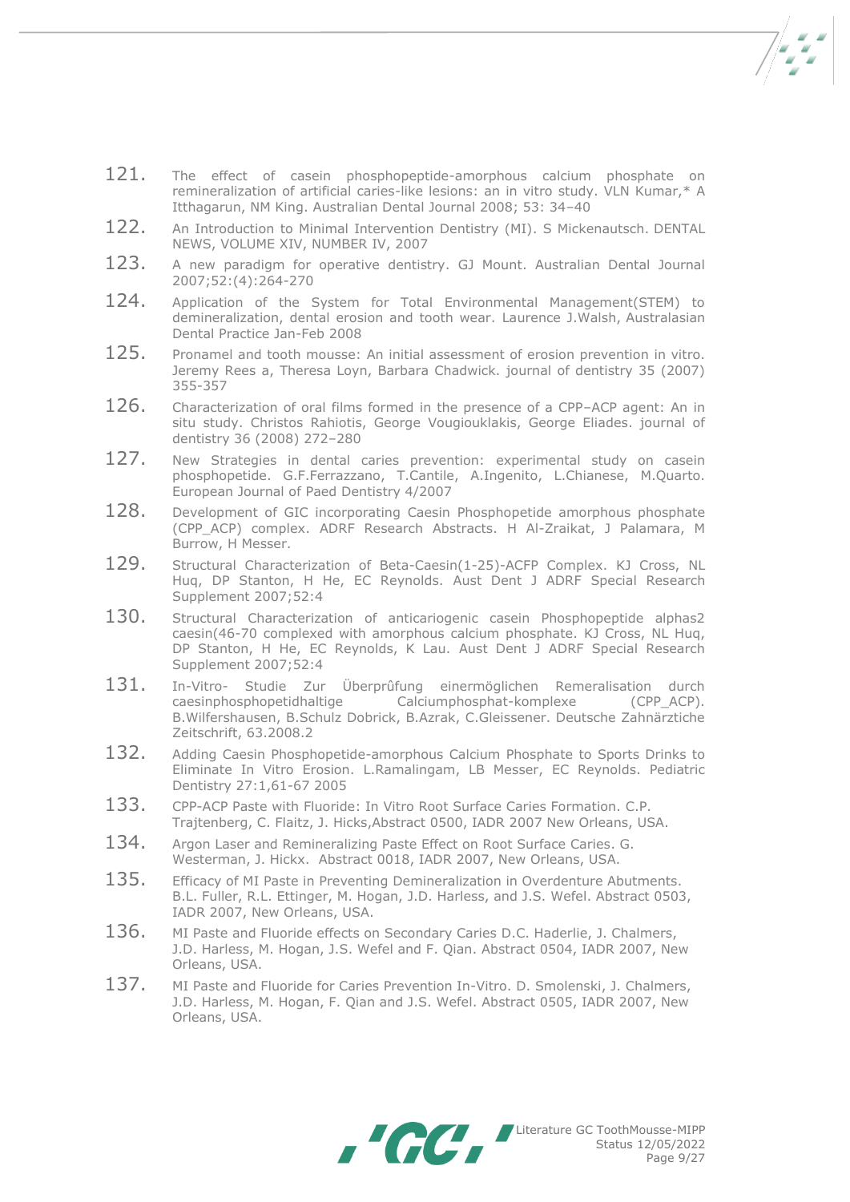121. The effect of casein phosphopeptide-amorphous calcium phosphate on remineralization of artificial caries-like lesions: an in vitro study. VLN Kumar,* A Itthagarun, NM King. Australian Dental Journal 2008; 53: 34–40

122. An Introduction to Minimal Intervention Dentistry (MI). S Mickenautsch. DENTAL NEWS, VOLUME XIV, NUMBER IV, 2007

123. A new paradigm for operative dentistry. GJ Mount. Australian Dental Journal 2007;52:(4):264-270

124. Application of the System for Total Environmental Management(STEM) to demineralization, dental erosion and tooth wear. Laurence J.Walsh, Australasian Dental Practice Jan-Feb 2008

125. Pronamel and tooth mousse: An initial assessment of erosion prevention in vitro. Jeremy Rees a, Theresa Loyn, Barbara Chadwick. journal of dentistry 35 (2007) 355-357

126. Characterization of oral films formed in the presence of a CPP–ACP agent: An in situ study. Christos Rahiotis, George Vougiouklakis, George Eliades. journal of dentistry 36 (2008) 272–280

127. New Strategies in dental caries prevention: experimental study on casein phosphopetide. G.F.Ferrazzano, T.Cantile, A.Ingenito, L.Chianese, M.Quarto. European Journal of Paed Dentistry 4/2007

128. Development of GIC incorporating Caesin Phosphopetide amorphous phosphate (CPP_ACP) complex. ADRF Research Abstracts. H Al-Zraikat, J Palamara, M Burrow, H Messer.

129. Structural Characterization of Beta-Caesin(1-25)-ACFP Complex. KJ Cross, NL Huq, DP Stanton, H He, EC Reynolds. Aust Dent J ADRF Special Research Supplement 2007;52:4

130. Structural Characterization of anticariogenic casein Phosphopeptide alphas2 caesin(46-70 complexed with amorphous calcium phosphate. KJ Cross, NL Huq, DP Stanton, H He, EC Reynolds, K Lau. Aust Dent J ADRF Special Research Supplement 2007;52:4

131. In-Vitro- Studie Zur Überprûfung einermöglichen Remeralisation durch caesinphosphopetidhaltige Calciumphosphat-komplexe (CPP_ACP). B.Wilfershausen, B.Schulz Dobrick, B.Azrak, C.Gleissener. Deutsche Zahnärztiche Zeitschrift, 63.2008.2

132. Adding Caesin Phosphopetide-amorphous Calcium Phosphate to Sports Drinks to Eliminate In Vitro Erosion. L.Ramalingam, LB Messer, EC Reynolds. Pediatric Dentistry 27:1,61-67 2005

133. CPP-ACP Paste with Fluoride: In Vitro Root Surface Caries Formation. C.P. Trajtenberg, C. Flaitz, J. Hicks,Abstract 0500, IADR 2007 New Orleans, USA.

134. Argon Laser and Remineralizing Paste Effect on Root Surface Caries. G. Westerman, J. Hickx. Abstract 0018, IADR 2007, New Orleans, USA.

135. Efficacy of MI Paste in Preventing Demineralization in Overdenture Abutments. B.L. Fuller, R.L. Ettinger, M. Hogan, J.D. Harless, and J.S. Wefel. Abstract 0503, IADR 2007, New Orleans, USA.

136. MI Paste and Fluoride effects on Secondary Caries D.C. Haderlie, J. Chalmers, J.D. Harless, M. Hogan, J.S. Wefel and F. Qian. Abstract 0504, IADR 2007, New Orleans, USA.

137. MI Paste and Fluoride for Caries Prevention In-Vitro. D. Smolenski, J. Chalmers, J.D. Harless, M. Hogan, F. Qian and J.S. Wefel. Abstract 0505, IADR 2007, New Orleans, USA.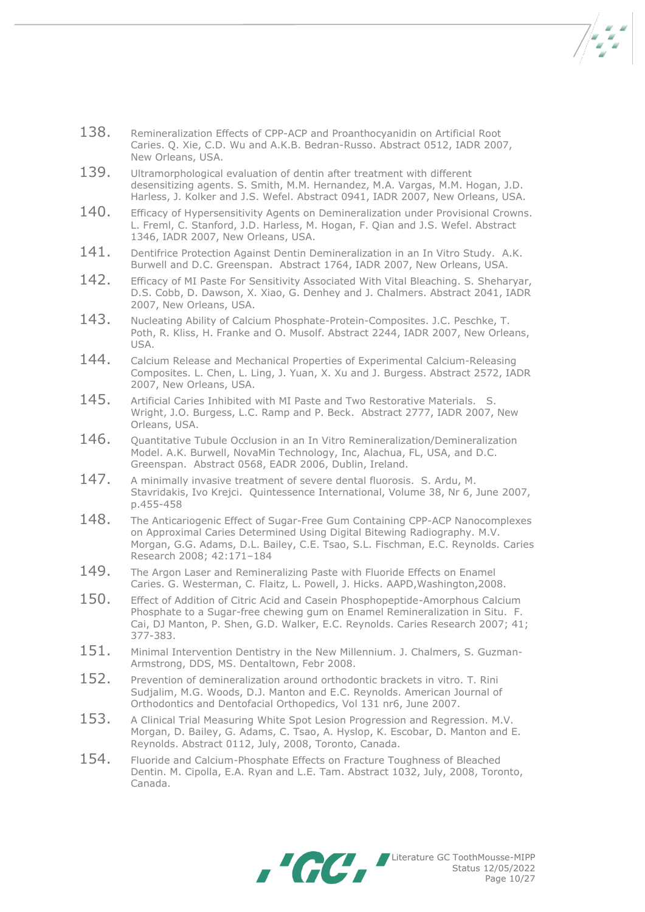138. Remineralization Effects of CPP-ACP and Proanthocyanidin on Artificial Root Caries. Q. Xie, C.D. Wu and A.K.B. Bedran-Russo. Abstract 0512, IADR 2007, New Orleans, USA.
139. Ultramorphological evaluation of dentin after treatment with different desensitizing agents. S. Smith, M.M. Hernandez, M.A. Vargas, M.M. Hogan, J.D. Harless, J. Kolker and J.S. Wefel. Abstract 0941, IADR 2007, New Orleans, USA.
140. Efficacy of Hypersensitivity Agents on Demineralization under Provisional Crowns. L. Freml, C. Stanford, J.D. Harless, M. Hogan, F. Qian and J.S. Wefel. Abstract 1346, IADR 2007, New Orleans, USA.
141. Dentifrice Protection Against Dentin Demineralization in an In Vitro Study. A.K. Burwell and D.C. Greenspan. Abstract 1764, IADR 2007, New Orleans, USA.
142. Efficacy of MI Paste For Sensitivity Associated With Vital Bleaching. S. Sheharyar, D.S. Cobb, D. Dawson, X. Xiao, G. Denhey and J. Chalmers. Abstract 2041, IADR 2007, New Orleans, USA.
143. Nucleating Ability of Calcium Phosphate-Protein-Composites. J.C. Peschke, T. Poth, R. Kliss, H. Franke and O. Musolf. Abstract 2244, IADR 2007, New Orleans, USA.
144. Calcium Release and Mechanical Properties of Experimental Calcium-Releasing Composites. L. Chen, L. Ling, J. Yuan, X. Xu and J. Burgess. Abstract 2572, IADR 2007, New Orleans, USA.
145. Artificial Caries Inhibited with MI Paste and Two Restorative Materials. S. Wright, J.O. Burgess, L.C. Ramp and P. Beck. Abstract 2777, IADR 2007, New Orleans, USA.
146. Quantitative Tubule Occlusion in an In Vitro Remineralization/Demineralization Model. A.K. Burwell, NovaMin Technology, Inc, Alachua, FL, USA, and D.C. Greenspan. Abstract 0568, EADR 2006, Dublin, Ireland.
147. A minimally invasive treatment of severe dental fluorosis. S. Ardu, M. Stavridakis, Ivo Krejci. Quintessence International, Volume 38, Nr 6, June 2007, p.455-458
148. The Anticariogenic Effect of Sugar-Free Gum Containing CPP-ACP Nanocomplexes on Approximal Caries Determined Using Digital Bitewing Radiography. M.V. Morgan, G.G. Adams, D.L. Bailey, C.E. Tsao, S.L. Fischman, E.C. Reynolds. Caries Research 2008; 42:171–184
149. The Argon Laser and Remineralizing Paste with Fluoride Effects on Enamel Caries. G. Westerman, C. Flaitz, L. Powell, J. Hicks. AAPD,Washington,2008.
150. Effect of Addition of Citric Acid and Casein Phosphopeptide-Amorphous Calcium Phosphate to a Sugar-free chewing gum on Enamel Remineralization in Situ. F. Cai, DJ Manton, P. Shen, G.D. Walker, E.C. Reynolds. Caries Research 2007; 41; 377-383.
151. Minimal Intervention Dentistry in the New Millennium. J. Chalmers, S. Guzman-Armstrong, DDS, MS. Dentaltown, Febr 2008.
152. Prevention of demineralization around orthodontic brackets in vitro. T. Rini Sudjalim, M.G. Woods, D.J. Manton and E.C. Reynolds. American Journal of Orthodontics and Dentofacial Orthopedics, Vol 131 nr6, June 2007.
153. A Clinical Trial Measuring White Spot Lesion Progression and Regression. M.V. Morgan, D. Bailey, G. Adams, C. Tsao, A. Hyslop, K. Escobar, D. Manton and E. Reynolds. Abstract 0112, July, 2008, Toronto, Canada.
154. Fluoride and Calcium-Phosphate Effects on Fracture Toughness of Bleached Dentin. M. Cipolla, E.A. Ryan and L.E. Tam. Abstract 1032, July, 2008, Toronto, Canada.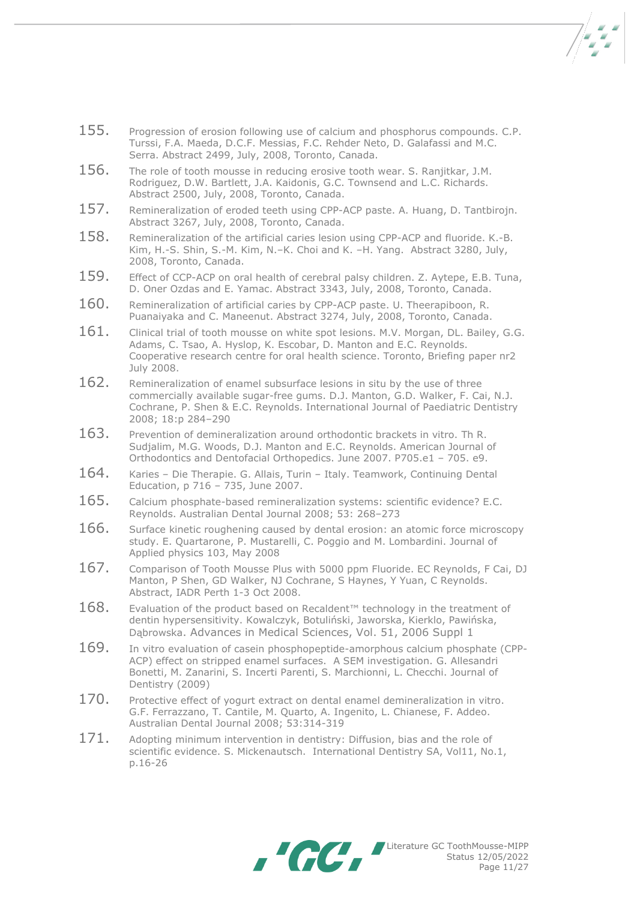155. Progression of erosion following use of calcium and phosphorus compounds. C.P. Turssi, F.A. Maeda, D.C.F. Messias, F.C. Rehder Neto, D. Galafassi and M.C. Serra. Abstract 2499, July, 2008, Toronto, Canada.

156. The role of tooth mousse in reducing erosive tooth wear. S. Ranjitkar, J.M. Rodriguez, D.W. Bartlett, J.A. Kaidonis, G.C. Townsend and L.C. Richards. Abstract 2500, July, 2008, Toronto, Canada.

157. Remineralization of eroded teeth using CPP-ACP paste. A. Huang, D. Tantbirojn. Abstract 3267, July, 2008, Toronto, Canada.

158. Remineralization of the artificial caries lesion using CPP-ACP and fluoride. K.-B. Kim, H.-S. Shin, S.-M. Kim, N.–K. Choi and K. –H. Yang. Abstract 3280, July, 2008, Toronto, Canada.

159. Effect of CCP-ACP on oral health of cerebral palsy children. Z. Aytepe, E.B. Tuna, D. Oner Ozdas and E. Yamac. Abstract 3343, July, 2008, Toronto, Canada.

160. Remineralization of artificial caries by CPP-ACP paste. U. Theerapiboon, R. Puanaiyaka and C. Maneenut. Abstract 3274, July, 2008, Toronto, Canada.

161. Clinical trial of tooth mousse on white spot lesions. M.V. Morgan, DL. Bailey, G.G. Adams, C. Tsao, A. Hyslop, K. Escobar, D. Manton and E.C. Reynolds. Cooperative research centre for oral health science. Toronto, Briefing paper nr2 July 2008.

162. Remineralization of enamel subsurface lesions in situ by the use of three commercially available sugar-free gums. D.J. Manton, G.D. Walker, F. Cai, N.J. Cochrane, P. Shen & E.C. Reynolds. International Journal of Paediatric Dentistry 2008; 18:p 284–290

163. Prevention of demineralization around orthodontic brackets in vitro. Th R. Sudjalim, M.G. Woods, D.J. Manton and E.C. Reynolds. American Journal of Orthodontics and Dentofacial Orthopedics. June 2007. P705.e1 – 705. e9.

164. Karies – Die Therapie. G. Allais, Turin – Italy. Teamwork, Continuing Dental Education, p 716 – 735, June 2007.

165. Calcium phosphate-based remineralization systems: scientific evidence? E.C. Reynolds. Australian Dental Journal 2008; 53: 268–273

166. Surface kinetic roughening caused by dental erosion: an atomic force microscopy study. E. Quartarone, P. Mustarelli, C. Poggio and M. Lombardini. Journal of Applied physics 103, May 2008

167. Comparison of Tooth Mousse Plus with 5000 ppm Fluoride. EC Reynolds, F Cai, DJ Manton, P Shen, GD Walker, NJ Cochrane, S Haynes, Y Yuan, C Reynolds. Abstract, IADR Perth 1-3 Oct 2008.

168. Evaluation of the product based on Recaldent™ technology in the treatment of dentin hypersensitivity. Kowalczyk, Botuliński, Jaworska, Kierklo, Pawińska, Dąbrowska. Advances in Medical Sciences, Vol. 51, 2006 Suppl 1

169. In vitro evaluation of casein phosphopeptide-amorphous calcium phosphate (CPP-ACP) effect on stripped enamel surfaces. A SEM investigation. G. Allesandri Bonetti, M. Zanarini, S. Incerti Parenti, S. Marchionni, L. Checchi. Journal of Dentistry (2009)

170. Protective effect of yogurt extract on dental enamel demineralization in vitro. G.F. Ferrazzano, T. Cantile, M. Quarto, A. Ingenito, L. Chianese, F. Addeo. Australian Dental Journal 2008; 53:314-319

171. Adopting minimum intervention in dentistry: Diffusion, bias and the role of scientific evidence. S. Mickenautsch. International Dentistry SA, Vol11, No.1, p.16-26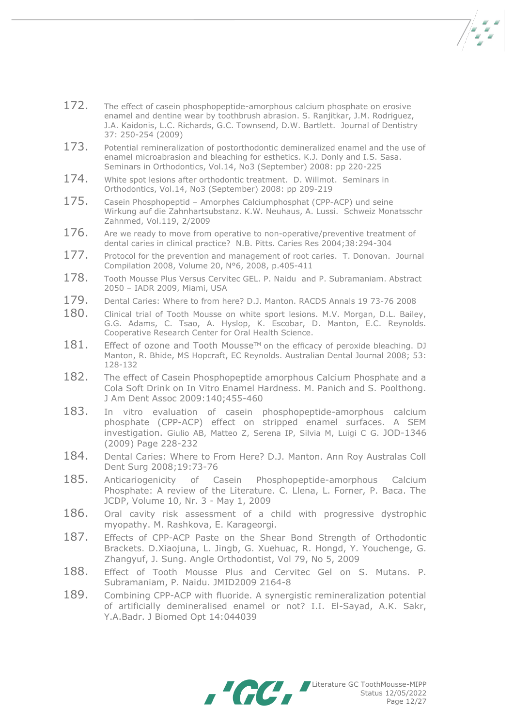172. The effect of casein phosphopeptide-amorphous calcium phosphate on erosive enamel and dentine wear by toothbrush abrasion. S. Ranjitkar, J.M. Rodriguez, J.A. Kaidonis, L.C. Richards, G.C. Townsend, D.W. Bartlett. Journal of Dentistry 37: 250-254 (2009)

173. Potential remineralization of postorthodontic demineralized enamel and the use of enamel microabrasion and bleaching for esthetics. K.J. Donly and I.S. Sasa. Seminars in Orthodontics, Vol.14, No3 (September) 2008: pp 220-225

174. White spot lesions after orthodontic treatment. D. Willmot. Seminars in Orthodontics, Vol.14, No3 (September) 2008: pp 209-219

175. Casein Phosphopeptid – Amorphes Calciumphosphat (CPP-ACP) und seine Wirkung auf die Zahnhartsubstanz. K.W. Neuhaus, A. Lussi. Schweiz Monatsschr Zahnmed, Vol.119, 2/2009

176. Are we ready to move from operative to non-operative/preventive treatment of dental caries in clinical practice? N.B. Pitts. Caries Res 2004;38:294-304

177. Protocol for the prevention and management of root caries. T. Donovan. Journal Compilation 2008, Volume 20, N°6, 2008, p.405-411

178. Tooth Mousse Plus Versus Cervitec GEL. P. Naidu and P. Subramaniam. Abstract 2050 – IADR 2009, Miami, USA

179. Dental Caries: Where to from here? D.J. Manton. RACDS Annals 19 73-76 2008

180. Clinical trial of Tooth Mousse on white sport lesions. M.V. Morgan, D.L. Bailey, G.G. Adams, C. Tsao, A. Hyslop, K. Escobar, D. Manton, E.C. Reynolds. Cooperative Research Center for Oral Health Science.

181. Effect of ozone and Tooth Mousse™ on the efficacy of peroxide bleaching. DJ Manton, R. Bhide, MS Hopcraft, EC Reynolds. Australian Dental Journal 2008; 53: 128-132

182. The effect of Casein Phosphopeptide amorphous Calcium Phosphate and a Cola Soft Drink on In Vitro Enamel Hardness. M. Panich and S. Poolthong. J Am Dent Assoc 2009:140;455-460

183. In vitro evaluation of casein phosphopeptide-amorphous calcium phosphate (CPP-ACP) effect on stripped enamel surfaces. A SEM investigation. Giulio AB, Matteo Z, Serena IP, Silvia M, Luigi C G. JOD-1346 (2009) Page 228-232

184. Dental Caries: Where to From Here? D.J. Manton. Ann Roy Australas Coll Dent Surg 2008;19:73-76

185. Anticariogenicity of Casein Phosphopeptide-amorphous Calcium Phosphate: A review of the Literature. C. Llena, L. Forner, P. Baca. The JCDP, Volume 10, Nr. 3 - May 1, 2009

186. Oral cavity risk assessment of a child with progressive dystrophic myopathy. M. Rashkova, E. Karageorgi.

187. Effects of CPP-ACP Paste on the Shear Bond Strength of Orthodontic Brackets. D.Xiaojuna, L. Jingb, G. Xuehuac, R. Hongd, Y. Youchenge, G. Zhangyuf, J. Sung. Angle Orthodontist, Vol 79, No 5, 2009

188. Effect of Tooth Mousse Plus and Cervitec Gel on S. Mutans. P. Subramaniam, P. Naidu. JMID2009 2164-8

189. Combining CPP-ACP with fluoride. A synergistic remineralization potential of artificially demineralised enamel or not? I.I. El-Sayad, A.K. Sakr, Y.A.Badr. J Biomed Opt 14:044039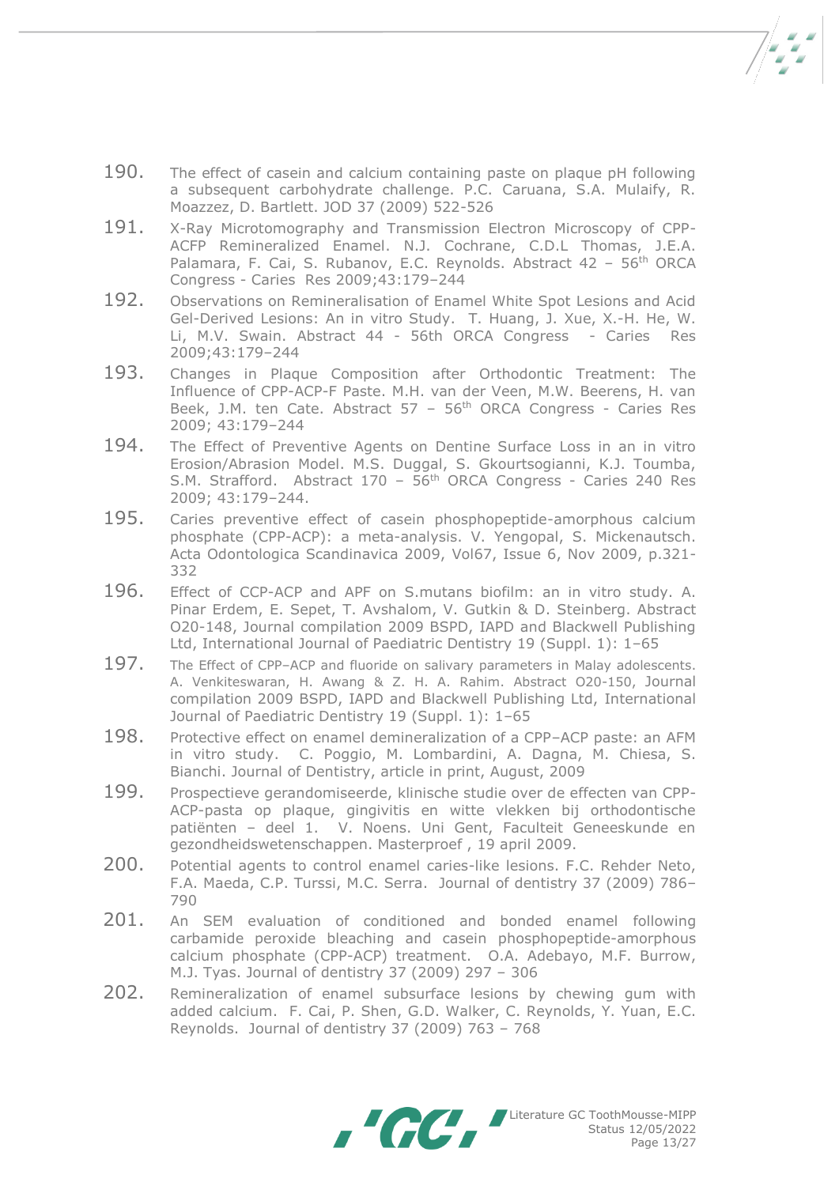190. The effect of casein and calcium containing paste on plaque pH following a subsequent carbohydrate challenge. P.C. Caruana, S.A. Mulaify, R. Moazzez, D. Bartlett. JOD 37 (2009) 522-526

191. X-Ray Microtomography and Transmission Electron Microscopy of CPP-ACFP Remineralized Enamel. N.J. Cochrane, C.D.L Thomas, J.E.A. Palamara, F. Cai, S. Rubanov, E.C. Reynolds. Abstract 42 – 56th ORCA Congress - Caries Res 2009;43:179–244

192. Observations on Remineralisation of Enamel White Spot Lesions and Acid Gel-Derived Lesions: An in vitro Study. T. Huang, J. Xue, X.-H. He, W. Li, M.V. Swain. Abstract 44 - 56th ORCA Congress - Caries Res 2009;43:179–244

193. Changes in Plaque Composition after Orthodontic Treatment: The Influence of CPP-ACP-F Paste. M.H. van der Veen, M.W. Beerens, H. van Beek, J.M. ten Cate. Abstract 57 – 56th ORCA Congress - Caries Res 2009; 43:179–244

194. The Effect of Preventive Agents on Dentine Surface Loss in an in vitro Erosion/Abrasion Model. M.S. Duggal, S. Gkourtsogianni, K.J. Toumba, S.M. Strafford. Abstract 170 – 56th ORCA Congress - Caries 240 Res 2009; 43:179–244.

195. Caries preventive effect of casein phosphopeptide-amorphous calcium phosphate (CPP-ACP): a meta-analysis. V. Yengopal, S. Mickenautsch. Acta Odontologica Scandinavica 2009, Vol67, Issue 6, Nov 2009, p.321-332

196. Effect of CCP-ACP and APF on S.mutans biofilm: an in vitro study. A. Pinar Erdem, E. Sepet, T. Avshalom, V. Gutkin & D. Steinberg. Abstract O20-148, Journal compilation 2009 BSPD, IAPD and Blackwell Publishing Ltd, International Journal of Paediatric Dentistry 19 (Suppl. 1): 1–65

197. The Effect of CPP–ACP and fluoride on salivary parameters in Malay adolescents. A. Venkiteswaran, H. Awang & Z. H. A. Rahim. Abstract O20-150, Journal compilation 2009 BSPD, IAPD and Blackwell Publishing Ltd, International Journal of Paediatric Dentistry 19 (Suppl. 1): 1–65

198. Protective effect on enamel demineralization of a CPP–ACP paste: an AFM in vitro study. C. Poggio, M. Lombardini, A. Dagna, M. Chiesa, S. Bianchi. Journal of Dentistry, article in print, August, 2009

199. Prospectieve gerandomiseerde, klinische studie over de effecten van CPP-ACP-pasta op plaque, gingivitis en witte vlekken bij orthodontische patiënten – deel 1. V. Noens. Uni Gent, Faculteit Geneeskunde en gezondheidswetenschappen. Masterproef , 19 april 2009.

200. Potential agents to control enamel caries-like lesions. F.C. Rehder Neto, F.A. Maeda, C.P. Turssi, M.C. Serra. Journal of dentistry 37 (2009) 786–790

201. An SEM evaluation of conditioned and bonded enamel following carbamide peroxide bleaching and casein phosphopeptide-amorphous calcium phosphate (CPP-ACP) treatment. O.A. Adebayo, M.F. Burrow, M.J. Tyas. Journal of dentistry 37 (2009) 297 – 306

202. Remineralization of enamel subsurface lesions by chewing gum with added calcium. F. Cai, P. Shen, G.D. Walker, C. Reynolds, Y. Yuan, E.C. Reynolds. Journal of dentistry 37 (2009) 763 – 768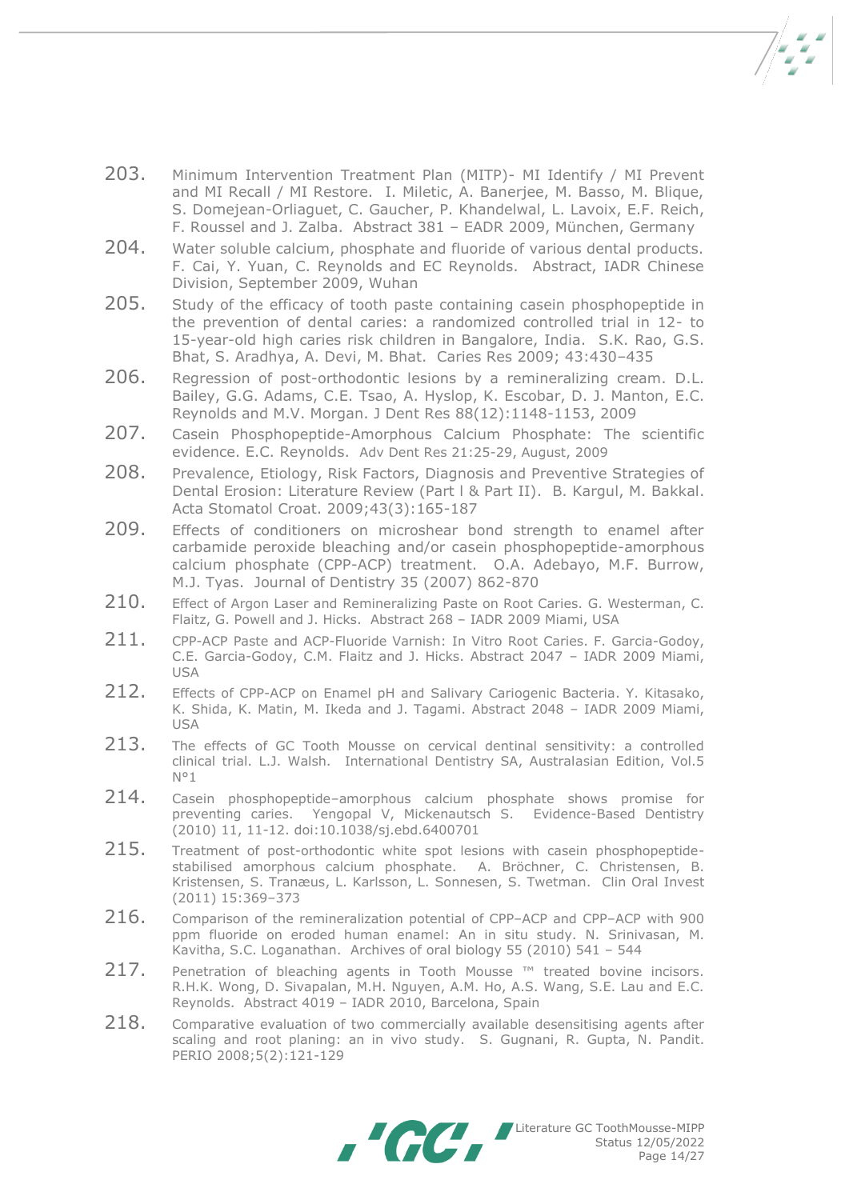203. Minimum Intervention Treatment Plan (MITP)- MI Identify / MI Prevent and MI Recall / MI Restore. I. Miletic, A. Banerjee, M. Basso, M. Blique, S. Domejean-Orliaguet, C. Gaucher, P. Khandelwal, L. Lavoix, E.F. Reich, F. Roussel and J. Zalba. Abstract 381 – EADR 2009, München, Germany

204. Water soluble calcium, phosphate and fluoride of various dental products. F. Cai, Y. Yuan, C. Reynolds and EC Reynolds. Abstract, IADR Chinese Division, September 2009, Wuhan

205. Study of the efficacy of tooth paste containing casein phosphopeptide in the prevention of dental caries: a randomized controlled trial in 12- to 15-year-old high caries risk children in Bangalore, India. S.K. Rao, G.S. Bhat, S. Aradhya, A. Devi, M. Bhat. Caries Res 2009; 43:430–435

206. Regression of post-orthodontic lesions by a remineralizing cream. D.L. Bailey, G.G. Adams, C.E. Tsao, A. Hyslop, K. Escobar, D. J. Manton, E.C. Reynolds and M.V. Morgan. J Dent Res 88(12):1148-1153, 2009

207. Casein Phosphopeptide-Amorphous Calcium Phosphate: The scientific evidence. E.C. Reynolds. Adv Dent Res 21:25-29, August, 2009

208. Prevalence, Etiology, Risk Factors, Diagnosis and Preventive Strategies of Dental Erosion: Literature Review (Part I & Part II). B. Kargul, M. Bakkal. Acta Stomatol Croat. 2009;43(3):165-187

209. Effects of conditioners on microshear bond strength to enamel after carbamide peroxide bleaching and/or casein phosphopeptide-amorphous calcium phosphate (CPP-ACP) treatment. O.A. Adebayo, M.F. Burrow, M.J. Tyas. Journal of Dentistry 35 (2007) 862-870

210. Effect of Argon Laser and Remineralizing Paste on Root Caries. G. Westerman, C. Flaitz, G. Powell and J. Hicks. Abstract 268 – IADR 2009 Miami, USA

211. CPP-ACP Paste and ACP-Fluoride Varnish: In Vitro Root Caries. F. Garcia-Godoy, C.E. Garcia-Godoy, C.M. Flaitz and J. Hicks. Abstract 2047 – IADR 2009 Miami, USA

212. Effects of CPP-ACP on Enamel pH and Salivary Cariogenic Bacteria. Y. Kitasako, K. Shida, K. Matin, M. Ikeda and J. Tagami. Abstract 2048 – IADR 2009 Miami, USA

213. The effects of GC Tooth Mousse on cervical dentinal sensitivity: a controlled clinical trial. L.J. Walsh. International Dentistry SA, Australasian Edition, Vol.5 N°1

214. Casein phosphopeptide–amorphous calcium phosphate shows promise for preventing caries. Yengopal V, Mickenautsch S. Evidence-Based Dentistry (2010) 11, 11-12. doi:10.1038/sj.ebd.6400701

215. Treatment of post-orthodontic white spot lesions with casein phosphopeptide-stabilised amorphous calcium phosphate. A. Bröchner, C. Christensen, B. Kristensen, S. Tranæus, L. Karlsson, L. Sonnesen, S. Twetman. Clin Oral Invest (2011) 15:369–373

216. Comparison of the remineralization potential of CPP–ACP and CPP–ACP with 900 ppm fluoride on eroded human enamel: An in situ study. N. Srinivasan, M. Kavitha, S.C. Loganathan. Archives of oral biology 55 (2010) 541 – 544

217. Penetration of bleaching agents in Tooth Mousse ™ treated bovine incisors. R.H.K. Wong, D. Sivapalan, M.H. Nguyen, A.M. Ho, A.S. Wang, S.E. Lau and E.C. Reynolds. Abstract 4019 – IADR 2010, Barcelona, Spain

218. Comparative evaluation of two commercially available desensitising agents after scaling and root planing: an in vivo study. S. Gugnani, R. Gupta, N. Pandit. PERIO 2008;5(2):121-129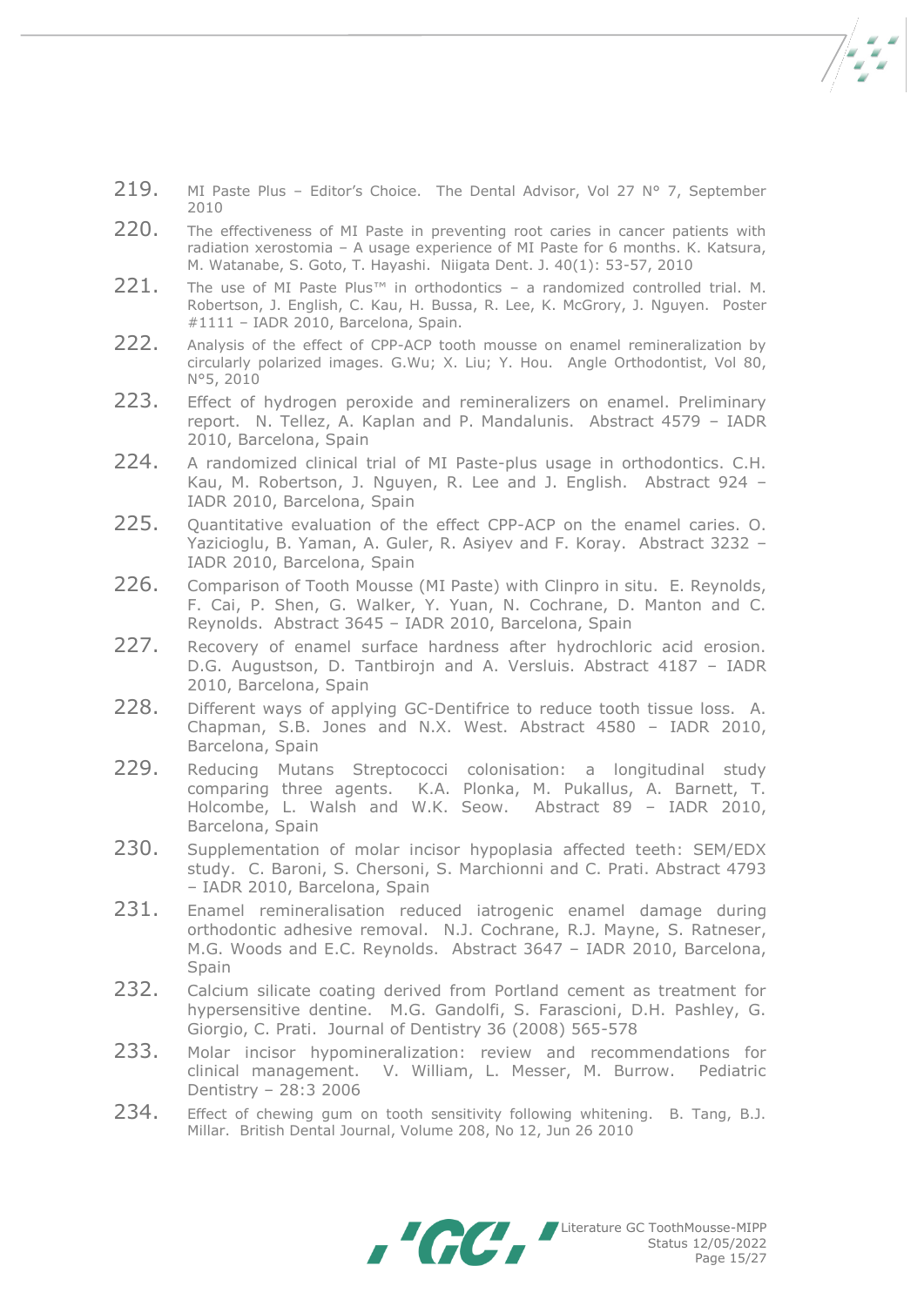219. MI Paste Plus – Editor's Choice. The Dental Advisor, Vol 27 N° 7, September 2010

220. The effectiveness of MI Paste in preventing root caries in cancer patients with radiation xerostomia – A usage experience of MI Paste for 6 months. K. Katsura, M. Watanabe, S. Goto, T. Hayashi. Niigata Dent. J. 40(1): 53-57, 2010

221. The use of MI Paste Plus™ in orthodontics – a randomized controlled trial. M. Robertson, J. English, C. Kau, H. Bussa, R. Lee, K. McGrory, J. Nguyen. Poster #1111 – IADR 2010, Barcelona, Spain.

222. Analysis of the effect of CPP-ACP tooth mousse on enamel remineralization by circularly polarized images. G.Wu; X. Liu; Y. Hou. Angle Orthodontist, Vol 80, N°5, 2010

223. Effect of hydrogen peroxide and remineralizers on enamel. Preliminary report. N. Tellez, A. Kaplan and P. Mandalunis. Abstract 4579 – IADR 2010, Barcelona, Spain

224. A randomized clinical trial of MI Paste-plus usage in orthodontics. C.H. Kau, M. Robertson, J. Nguyen, R. Lee and J. English. Abstract 924 – IADR 2010, Barcelona, Spain

225. Quantitative evaluation of the effect CPP-ACP on the enamel caries. O. Yazicioglu, B. Yaman, A. Guler, R. Asiyev and F. Koray. Abstract 3232 – IADR 2010, Barcelona, Spain

226. Comparison of Tooth Mousse (MI Paste) with Clinpro in situ. E. Reynolds, F. Cai, P. Shen, G. Walker, Y. Yuan, N. Cochrane, D. Manton and C. Reynolds. Abstract 3645 – IADR 2010, Barcelona, Spain

227. Recovery of enamel surface hardness after hydrochloric acid erosion. D.G. Augustson, D. Tantbirojn and A. Versluis. Abstract 4187 – IADR 2010, Barcelona, Spain

228. Different ways of applying GC-Dentifrice to reduce tooth tissue loss. A. Chapman, S.B. Jones and N.X. West. Abstract 4580 – IADR 2010, Barcelona, Spain

229. Reducing Mutans Streptococci colonisation: a longitudinal study comparing three agents. K.A. Plonka, M. Pukallus, A. Barnett, T. Holcombe, L. Walsh and W.K. Seow. Abstract 89 – IADR 2010, Barcelona, Spain

230. Supplementation of molar incisor hypoplasia affected teeth: SEM/EDX study. C. Baroni, S. Chersoni, S. Marchionni and C. Prati. Abstract 4793 – IADR 2010, Barcelona, Spain

231. Enamel remineralisation reduced iatrogenic enamel damage during orthodontic adhesive removal. N.J. Cochrane, R.J. Mayne, S. Ratneser, M.G. Woods and E.C. Reynolds. Abstract 3647 – IADR 2010, Barcelona, Spain

232. Calcium silicate coating derived from Portland cement as treatment for hypersensitive dentine. M.G. Gandolfi, S. Farascioni, D.H. Pashley, G. Giorgio, C. Prati. Journal of Dentistry 36 (2008) 565-578

233. Molar incisor hypomineralization: review and recommendations for clinical management. V. William, L. Messer, M. Burrow. Pediatric Dentistry – 28:3 2006

234. Effect of chewing gum on tooth sensitivity following whitening. B. Tang, B.J. Millar. British Dental Journal, Volume 208, No 12, Jun 26 2010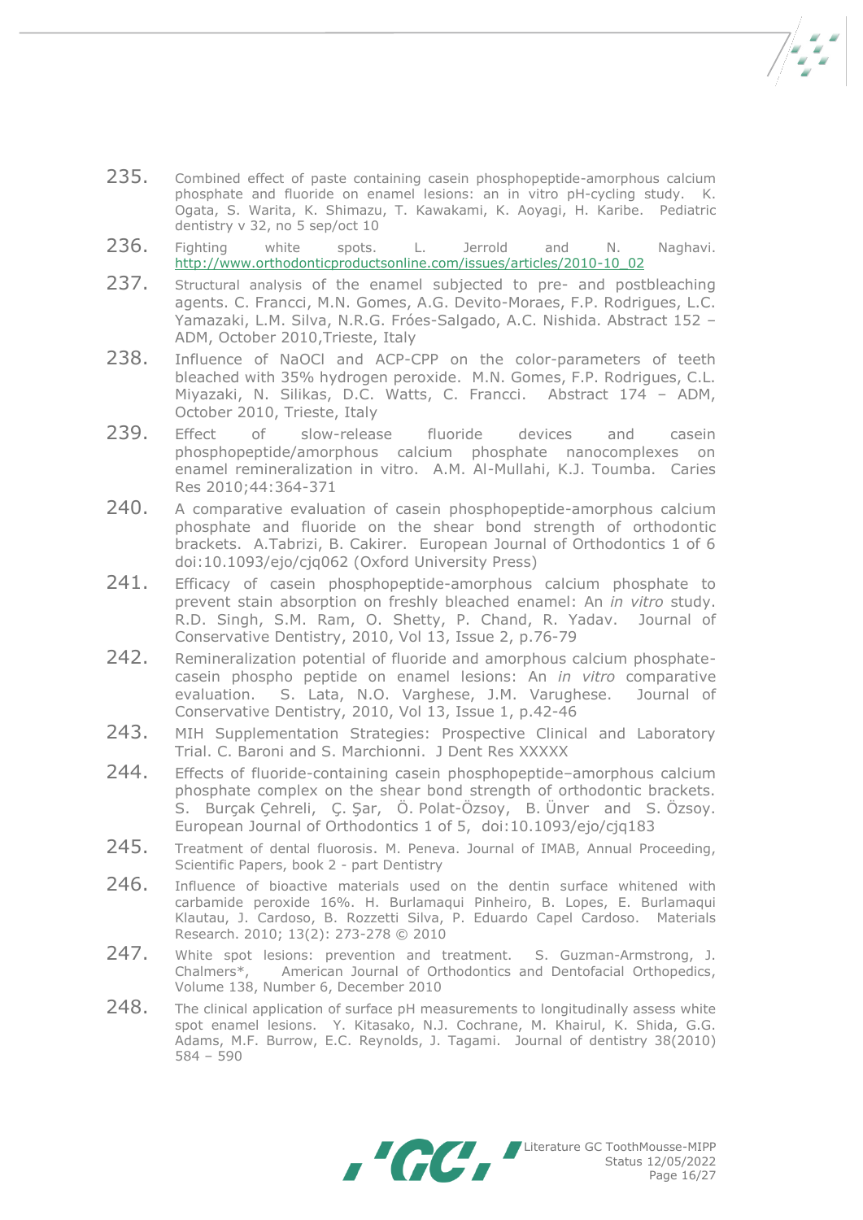235. Combined effect of paste containing casein phosphopeptide-amorphous calcium phosphate and fluoride on enamel lesions: an in vitro pH-cycling study. K. Ogata, S. Warita, K. Shimazu, T. Kawakami, K. Aoyagi, H. Karibe. Pediatric dentistry v 32, no 5 sep/oct 10

236. Fighting white spots. L. Jerrold and N. Naghavi. http://www.orthodonticproductsonline.com/issues/articles/2010-10_02

237. Structural analysis of the enamel subjected to pre- and postbleaching agents. C. Francci, M.N. Gomes, A.G. Devito-Moraes, F.P. Rodrigues, L.C. Yamazaki, L.M. Silva, N.R.G. Fróes-Salgado, A.C. Nishida. Abstract 152 – ADM, October 2010,Trieste, Italy

238. Influence of NaOCl and ACP-CPP on the color-parameters of teeth bleached with 35% hydrogen peroxide. M.N. Gomes, F.P. Rodrigues, C.L. Miyazaki, N. Silikas, D.C. Watts, C. Francci. Abstract 174 – ADM, October 2010, Trieste, Italy

239. Effect of slow-release fluoride devices and casein phosphopeptide/amorphous calcium phosphate nanocomplexes on enamel remineralization in vitro. A.M. Al-Mullahi, K.J. Toumba. Caries Res 2010;44:364-371

240. A comparative evaluation of casein phosphopeptide-amorphous calcium phosphate and fluoride on the shear bond strength of orthodontic brackets. A.Tabrizi, B. Cakirer. European Journal of Orthodontics 1 of 6 doi:10.1093/ejo/cjq062 (Oxford University Press)

241. Efficacy of casein phosphopeptide-amorphous calcium phosphate to prevent stain absorption on freshly bleached enamel: An *in vitro* study. R.D. Singh, S.M. Ram, O. Shetty, P. Chand, R. Yadav. Journal of Conservative Dentistry, 2010, Vol 13, Issue 2, p.76-79

242. Remineralization potential of fluoride and amorphous calcium phosphate-casein phospho peptide on enamel lesions: An *in vitro* comparative evaluation. S. Lata, N.O. Varghese, J.M. Varughese. Journal of Conservative Dentistry, 2010, Vol 13, Issue 1, p.42-46

243. MIH Supplementation Strategies: Prospective Clinical and Laboratory Trial. C. Baroni and S. Marchionni. J Dent Res XXXXX

244. Effects of fluoride-containing casein phosphopeptide–amorphous calcium phosphate complex on the shear bond strength of orthodontic brackets. S. Burçak Çehreli, Ç. Şar, Ö. Polat-Özsoy, B. Ünver and S. Özsoy. European Journal of Orthodontics 1 of 5, doi:10.1093/ejo/cjq183

245. Treatment of dental fluorosis. M. Peneva. Journal of IMAB, Annual Proceeding, Scientific Papers, book 2 - part Dentistry

246. Influence of bioactive materials used on the dentin surface whitened with carbamide peroxide 16%. H. Burlamaqui Pinheiro, B. Lopes, E. Burlamaqui Klautau, J. Cardoso, B. Rozzetti Silva, P. Eduardo Capel Cardoso. Materials Research. 2010; 13(2): 273-278 © 2010

247. White spot lesions: prevention and treatment. S. Guzman-Armstrong, J. Chalmers*, American Journal of Orthodontics and Dentofacial Orthopedics, Volume 138, Number 6, December 2010

248. The clinical application of surface pH measurements to longitudinally assess white spot enamel lesions. Y. Kitasako, N.J. Cochrane, M. Khairul, K. Shida, G.G. Adams, M.F. Burrow, E.C. Reynolds, J. Tagami. Journal of dentistry 38(2010) 584 – 590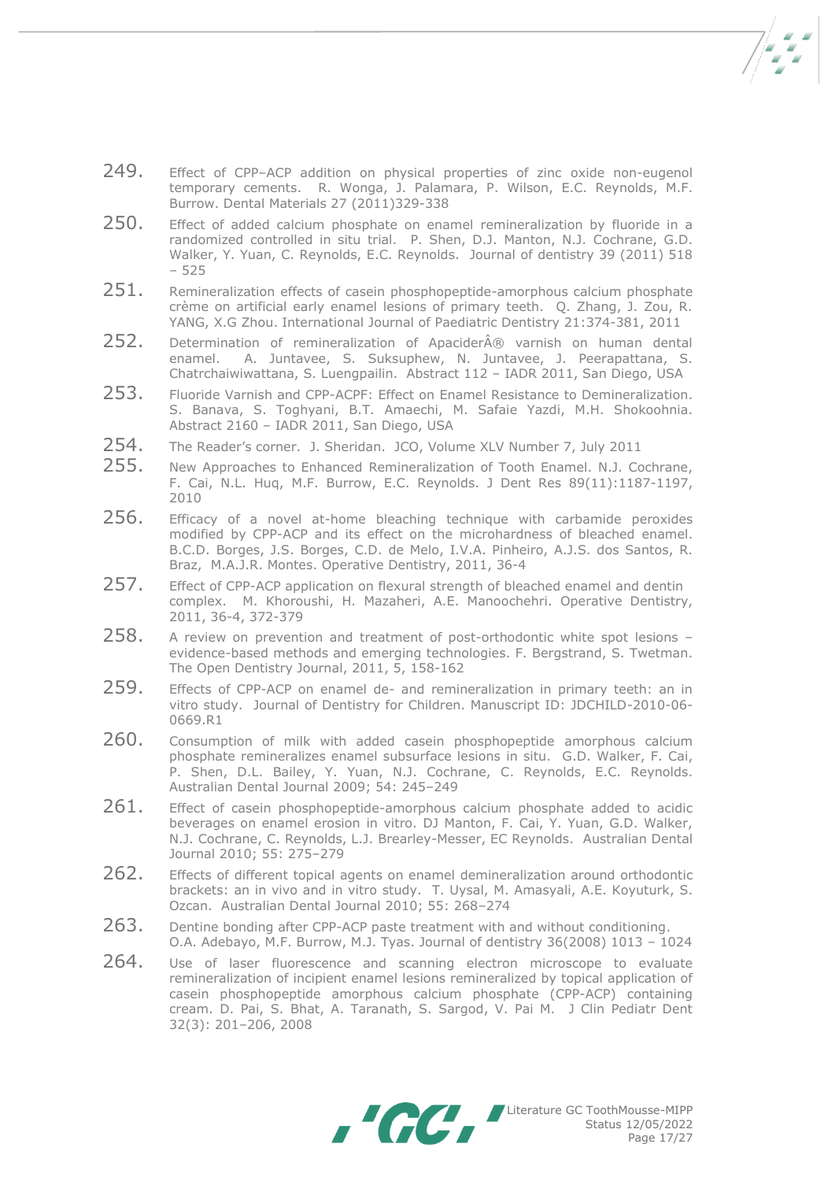249. Effect of CPP–ACP addition on physical properties of zinc oxide non-eugenol temporary cements. R. Wonga, J. Palamara, P. Wilson, E.C. Reynolds, M.F. Burrow. Dental Materials 27 (2011)329-338

250. Effect of added calcium phosphate on enamel remineralization by fluoride in a randomized controlled in situ trial. P. Shen, D.J. Manton, N.J. Cochrane, G.D. Walker, Y. Yuan, C. Reynolds, E.C. Reynolds. Journal of dentistry 39 (2011) 518 – 525

251. Remineralization effects of casein phosphopeptide-amorphous calcium phosphate crème on artificial early enamel lesions of primary teeth. Q. Zhang, J. Zou, R. YANG, X.G Zhou. International Journal of Paediatric Dentistry 21:374-381, 2011

252. Determination of remineralization of ApaciderÂ® varnish on human dental enamel. A. Juntavee, S. Suksuphew, N. Juntavee, J. Peerapattana, S. Chatrchaiwiwattana, S. Luengpailin. Abstract 112 – IADR 2011, San Diego, USA

253. Fluoride Varnish and CPP-ACPF: Effect on Enamel Resistance to Demineralization. S. Banava, S. Toghyani, B.T. Amaechi, M. Safaie Yazdi, M.H. Shokoohnia. Abstract 2160 – IADR 2011, San Diego, USA

254. The Reader's corner. J. Sheridan. JCO, Volume XLV Number 7, July 2011

255. New Approaches to Enhanced Remineralization of Tooth Enamel. N.J. Cochrane, F. Cai, N.L. Huq, M.F. Burrow, E.C. Reynolds. J Dent Res 89(11):1187-1197, 2010

256. Efficacy of a novel at-home bleaching technique with carbamide peroxides modified by CPP-ACP and its effect on the microhardness of bleached enamel. B.C.D. Borges, J.S. Borges, C.D. de Melo, I.V.A. Pinheiro, A.J.S. dos Santos, R. Braz, M.A.J.R. Montes. Operative Dentistry, 2011, 36-4

257. Effect of CPP-ACP application on flexural strength of bleached enamel and dentin complex. M. Khoroushi, H. Mazaheri, A.E. Manoochehri. Operative Dentistry, 2011, 36-4, 372-379

258. A review on prevention and treatment of post-orthodontic white spot lesions – evidence-based methods and emerging technologies. F. Bergstrand, S. Twetman. The Open Dentistry Journal, 2011, 5, 158-162

259. Effects of CPP-ACP on enamel de- and remineralization in primary teeth: an in vitro study. Journal of Dentistry for Children. Manuscript ID: JDCHILD-2010-06-0669.R1

260. Consumption of milk with added casein phosphopeptide amorphous calcium phosphate remineralizes enamel subsurface lesions in situ. G.D. Walker, F. Cai, P. Shen, D.L. Bailey, Y. Yuan, N.J. Cochrane, C. Reynolds, E.C. Reynolds. Australian Dental Journal 2009; 54: 245–249

261. Effect of casein phosphopeptide-amorphous calcium phosphate added to acidic beverages on enamel erosion in vitro. DJ Manton, F. Cai, Y. Yuan, G.D. Walker, N.J. Cochrane, C. Reynolds, L.J. Brearley-Messer, EC Reynolds. Australian Dental Journal 2010; 55: 275–279

262. Effects of different topical agents on enamel demineralization around orthodontic brackets: an in vivo and in vitro study. T. Uysal, M. Amasyali, A.E. Koyuturk, S. Ozcan. Australian Dental Journal 2010; 55: 268–274

263. Dentine bonding after CPP-ACP paste treatment with and without conditioning. O.A. Adebayo, M.F. Burrow, M.J. Tyas. Journal of dentistry 36(2008) 1013 – 1024

264. Use of laser fluorescence and scanning electron microscope to evaluate remineralization of incipient enamel lesions remineralized by topical application of casein phosphopeptide amorphous calcium phosphate (CPP-ACP) containing cream. D. Pai, S. Bhat, A. Taranath, S. Sargod, V. Pai M. J Clin Pediatr Dent 32(3): 201–206, 2008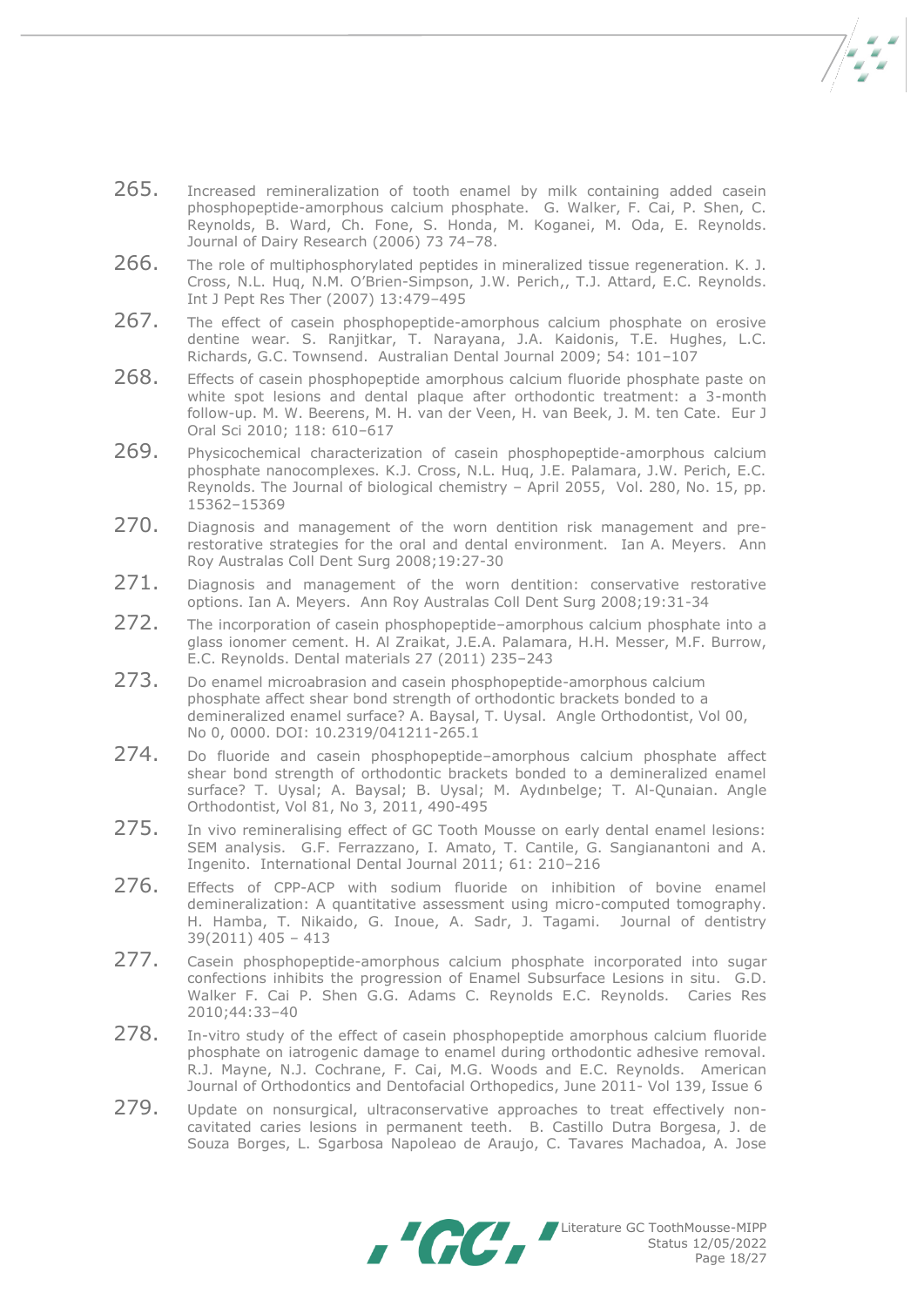265. Increased remineralization of tooth enamel by milk containing added casein phosphopeptide-amorphous calcium phosphate. G. Walker, F. Cai, P. Shen, C. Reynolds, B. Ward, Ch. Fone, S. Honda, M. Koganei, M. Oda, E. Reynolds. Journal of Dairy Research (2006) 73 74–78.

266. The role of multiphosphorylated peptides in mineralized tissue regeneration. K. J. Cross, N.L. Huq, N.M. O'Brien-Simpson, J.W. Perich,, T.J. Attard, E.C. Reynolds. Int J Pept Res Ther (2007) 13:479–495

267. The effect of casein phosphopeptide-amorphous calcium phosphate on erosive dentine wear. S. Ranjitkar, T. Narayana, J.A. Kaidonis, T.E. Hughes, L.C. Richards, G.C. Townsend. Australian Dental Journal 2009; 54: 101–107

268. Effects of casein phosphopeptide amorphous calcium fluoride phosphate paste on white spot lesions and dental plaque after orthodontic treatment: a 3-month follow-up. M. W. Beerens, M. H. van der Veen, H. van Beek, J. M. ten Cate. Eur J Oral Sci 2010; 118: 610–617

269. Physicochemical characterization of casein phosphopeptide-amorphous calcium phosphate nanocomplexes. K.J. Cross, N.L. Huq, J.E. Palamara, J.W. Perich, E.C. Reynolds. The Journal of biological chemistry – April 2055, Vol. 280, No. 15, pp. 15362–15369

270. Diagnosis and management of the worn dentition risk management and pre-restorative strategies for the oral and dental environment. Ian A. Meyers. Ann Roy Australas Coll Dent Surg 2008;19:27-30

271. Diagnosis and management of the worn dentition: conservative restorative options. Ian A. Meyers. Ann Roy Australas Coll Dent Surg 2008;19:31-34

272. The incorporation of casein phosphopeptide–amorphous calcium phosphate into a glass ionomer cement. H. Al Zraikat, J.E.A. Palamara, H.H. Messer, M.F. Burrow, E.C. Reynolds. Dental materials 27 (2011) 235–243

273. Do enamel microabrasion and casein phosphopeptide-amorphous calcium phosphate affect shear bond strength of orthodontic brackets bonded to a demineralized enamel surface? A. Baysal, T. Uysal. Angle Orthodontist, Vol 00, No 0, 0000. DOI: 10.2319/041211-265.1

274. Do fluoride and casein phosphopeptide–amorphous calcium phosphate affect shear bond strength of orthodontic brackets bonded to a demineralized enamel surface? T. Uysal; A. Baysal; B. Uysal; M. Aydınbelge; T. Al-Qunaian. Angle Orthodontist, Vol 81, No 3, 2011, 490-495

275. In vivo remineralising effect of GC Tooth Mousse on early dental enamel lesions: SEM analysis. G.F. Ferrazzano, I. Amato, T. Cantile, G. Sangianantoni and A. Ingenito. International Dental Journal 2011; 61: 210–216

276. Effects of CPP-ACP with sodium fluoride on inhibition of bovine enamel demineralization: A quantitative assessment using micro-computed tomography. H. Hamba, T. Nikaido, G. Inoue, A. Sadr, J. Tagami. Journal of dentistry 39(2011) 405 – 413

277. Casein phosphopeptide-amorphous calcium phosphate incorporated into sugar confections inhibits the progression of Enamel Subsurface Lesions in situ. G.D. Walker F. Cai P. Shen G.G. Adams C. Reynolds E.C. Reynolds. Caries Res 2010;44:33–40

278. In-vitro study of the effect of casein phosphopeptide amorphous calcium fluoride phosphate on iatrogenic damage to enamel during orthodontic adhesive removal. R.J. Mayne, N.J. Cochrane, F. Cai, M.G. Woods and E.C. Reynolds. American Journal of Orthodontics and Dentofacial Orthopedics, June 2011- Vol 139, Issue 6

279. Update on nonsurgical, ultraconservative approaches to treat effectively non-cavitated caries lesions in permanent teeth. B. Castillo Dutra Borgesa, J. de Souza Borges, L. Sgarbosa Napoleao de Araujo, C. Tavares Machadoa, A. Jose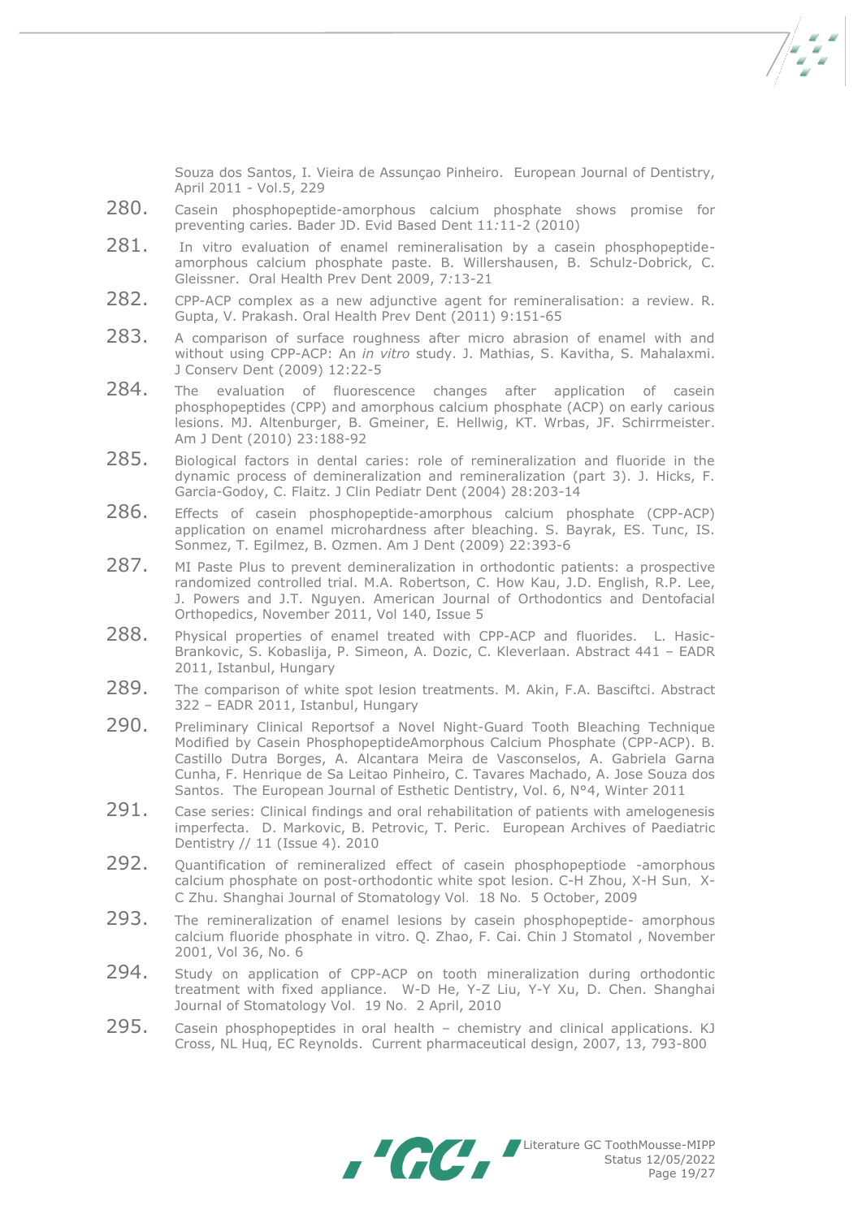Souza dos Santos, I. Vieira de Assunçao Pinheiro. European Journal of Dentistry, April 2011 - Vol.5, 229

280. Casein phosphopeptide-amorphous calcium phosphate shows promise for preventing caries. Bader JD. Evid Based Dent 11:11-2 (2010)

281. In vitro evaluation of enamel remineralisation by a casein phosphopeptide-amorphous calcium phosphate paste. B. Willershausen, B. Schulz-Dobrick, C. Gleissner. Oral Health Prev Dent 2009, 7:13-21

282. CPP-ACP complex as a new adjunctive agent for remineralisation: a review. R. Gupta, V. Prakash. Oral Health Prev Dent (2011) 9:151-65

283. A comparison of surface roughness after micro abrasion of enamel with and without using CPP-ACP: An *in vitro* study. J. Mathias, S. Kavitha, S. Mahalaxmi. J Conserv Dent (2009) 12:22-5

284. The evaluation of fluorescence changes after application of casein phosphopeptides (CPP) and amorphous calcium phosphate (ACP) on early carious lesions. MJ. Altenburger, B. Gmeiner, E. Hellwig, KT. Wrbas, JF. Schirrmeister. Am J Dent (2010) 23:188-92

285. Biological factors in dental caries: role of remineralization and fluoride in the dynamic process of demineralization and remineralization (part 3). J. Hicks, F. Garcia-Godoy, C. Flaitz. J Clin Pediatr Dent (2004) 28:203-14

286. Effects of casein phosphopeptide-amorphous calcium phosphate (CPP-ACP) application on enamel microhardness after bleaching. S. Bayrak, ES. Tunc, IS. Sonmez, T. Egilmez, B. Ozmen. Am J Dent (2009) 22:393-6

287. MI Paste Plus to prevent demineralization in orthodontic patients: a prospective randomized controlled trial. M.A. Robertson, C. How Kau, J.D. English, R.P. Lee, J. Powers and J.T. Nguyen. American Journal of Orthodontics and Dentofacial Orthopedics, November 2011, Vol 140, Issue 5

288. Physical properties of enamel treated with CPP-ACP and fluorides. L. Hasic-Brankovic, S. Kobaslija, P. Simeon, A. Dozic, C. Kleverlaan. Abstract 441 – EADR 2011, Istanbul, Hungary

289. The comparison of white spot lesion treatments. M. Akin, F.A. Basciftci. Abstract 322 – EADR 2011, Istanbul, Hungary

290. Preliminary Clinical Reportsof a Novel Night-Guard Tooth Bleaching Technique Modified by Casein PhosphopeptideAmorphous Calcium Phosphate (CPP-ACP). B. Castillo Dutra Borges, A. Alcantara Meira de Vasconselos, A. Gabriela Garna Cunha, F. Henrique de Sa Leitao Pinheiro, C. Tavares Machado, A. Jose Souza dos Santos. The European Journal of Esthetic Dentistry, Vol. 6, N°4, Winter 2011

291. Case series: Clinical findings and oral rehabilitation of patients with amelogenesis imperfecta. D. Markovic, B. Petrovic, T. Peric. European Archives of Paediatric Dentistry // 11 (Issue 4). 2010

292. Quantification of remineralized effect of casein phosphopeptiode -amorphous calcium phosphate on post-orthodontic white spot lesion. C-H Zhou, X-H Sun, X-C Zhu. Shanghai Journal of Stomatology Vol. 18 No. 5 October, 2009

293. The remineralization of enamel lesions by casein phosphopeptide- amorphous calcium fluoride phosphate in vitro. Q. Zhao, F. Cai. Chin J Stomatol , November 2001, Vol 36, No. 6

294. Study on application of CPP-ACP on tooth mineralization during orthodontic treatment with fixed appliance. W-D He, Y-Z Liu, Y-Y Xu, D. Chen. Shanghai Journal of Stomatology Vol. 19 No. 2 April, 2010

295. Casein phosphopeptides in oral health – chemistry and clinical applications. KJ Cross, NL Huq, EC Reynolds. Current pharmaceutical design, 2007, 13, 793-800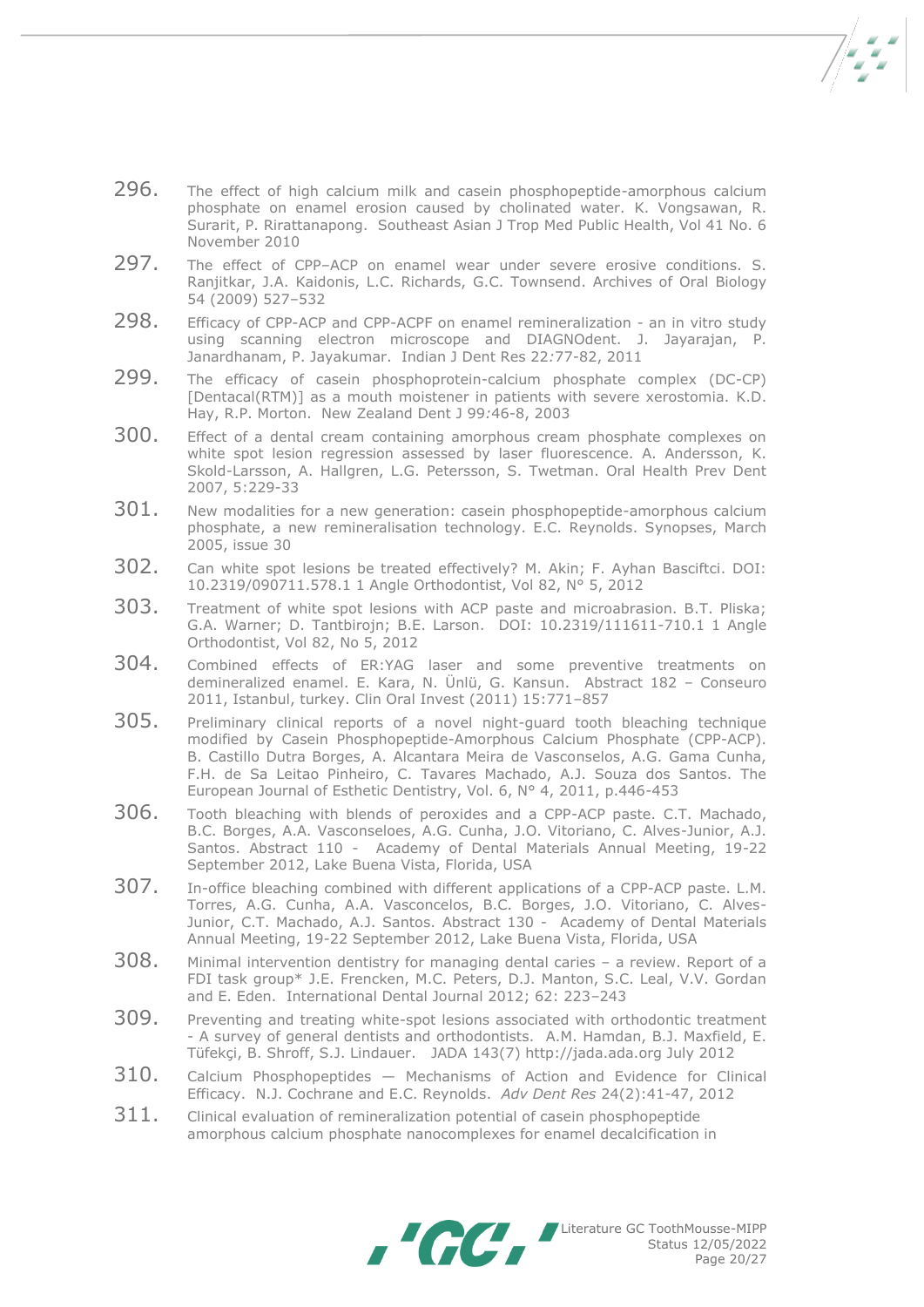296. The effect of high calcium milk and casein phosphopeptide-amorphous calcium phosphate on enamel erosion caused by cholinated water. K. Vongsawan, R. Surarit, P. Rirattanapong. Southeast Asian J Trop Med Public Health, Vol 41 No. 6 November 2010

297. The effect of CPP–ACP on enamel wear under severe erosive conditions. S. Ranjitkar, J.A. Kaidonis, L.C. Richards, G.C. Townsend. Archives of Oral Biology 54 (2009) 527–532

298. Efficacy of CPP-ACP and CPP-ACPF on enamel remineralization - an in vitro study using scanning electron microscope and DIAGNOdent. J. Jayarajan, P. Janardhanam, P. Jayakumar. Indian J Dent Res 22*:*77-82, 2011

299. The efficacy of casein phosphoprotein-calcium phosphate complex (DC-CP) [Dentacal(RTM)] as a mouth moistener in patients with severe xerostomia. K.D. Hay, R.P. Morton. New Zealand Dent J 99*:*46-8, 2003

300. Effect of a dental cream containing amorphous cream phosphate complexes on white spot lesion regression assessed by laser fluorescence. A. Andersson, K. Skold-Larsson, A. Hallgren, L.G. Petersson, S. Twetman. Oral Health Prev Dent 2007, 5:229-33

301. New modalities for a new generation: casein phosphopeptide-amorphous calcium phosphate, a new remineralisation technology. E.C. Reynolds. Synopses, March 2005, issue 30

302. Can white spot lesions be treated effectively? M. Akin; F. Ayhan Basciftci. DOI: 10.2319/090711.578.1 1 Angle Orthodontist, Vol 82, N° 5, 2012

303. Treatment of white spot lesions with ACP paste and microabrasion. B.T. Pliska; G.A. Warner; D. Tantbirojn; B.E. Larson. DOI: 10.2319/111611-710.1 1 Angle Orthodontist, Vol 82, No 5, 2012

304. Combined effects of ER:YAG laser and some preventive treatments on demineralized enamel. E. Kara, N. Ünlü, G. Kansun. Abstract 182 – Conseuro 2011, Istanbul, turkey. Clin Oral Invest (2011) 15:771–857

305. Preliminary clinical reports of a novel night-guard tooth bleaching technique modified by Casein Phosphopeptide-Amorphous Calcium Phosphate (CPP-ACP). B. Castillo Dutra Borges, A. Alcantara Meira de Vasconselos, A.G. Gama Cunha, F.H. de Sa Leitao Pinheiro, C. Tavares Machado, A.J. Souza dos Santos. The European Journal of Esthetic Dentistry, Vol. 6, N° 4, 2011, p.446-453

306. Tooth bleaching with blends of peroxides and a CPP-ACP paste. C.T. Machado, B.C. Borges, A.A. Vasconseloes, A.G. Cunha, J.O. Vitoriano, C. Alves-Junior, A.J. Santos. Abstract 110 - Academy of Dental Materials Annual Meeting, 19-22 September 2012, Lake Buena Vista, Florida, USA

307. In-office bleaching combined with different applications of a CPP-ACP paste. L.M. Torres, A.G. Cunha, A.A. Vasconcelos, B.C. Borges, J.O. Vitoriano, C. Alves-Junior, C.T. Machado, A.J. Santos. Abstract 130 - Academy of Dental Materials Annual Meeting, 19-22 September 2012, Lake Buena Vista, Florida, USA

308. Minimal intervention dentistry for managing dental caries – a review. Report of a FDI task group* J.E. Frencken, M.C. Peters, D.J. Manton, S.C. Leal, V.V. Gordan and E. Eden. International Dental Journal 2012; 62: 223–243

309. Preventing and treating white-spot lesions associated with orthodontic treatment - A survey of general dentists and orthodontists. A.M. Hamdan, B.J. Maxfield, E. Tüfekçi, B. Shroff, S.J. Lindauer. JADA 143(7) http://jada.ada.org July 2012

310. Calcium Phosphopeptides — Mechanisms of Action and Evidence for Clinical Efficacy. N.J. Cochrane and E.C. Reynolds. *Adv Dent Res* 24(2):41-47, 2012

311. Clinical evaluation of remineralization potential of casein phosphopeptide amorphous calcium phosphate nanocomplexes for enamel decalcification in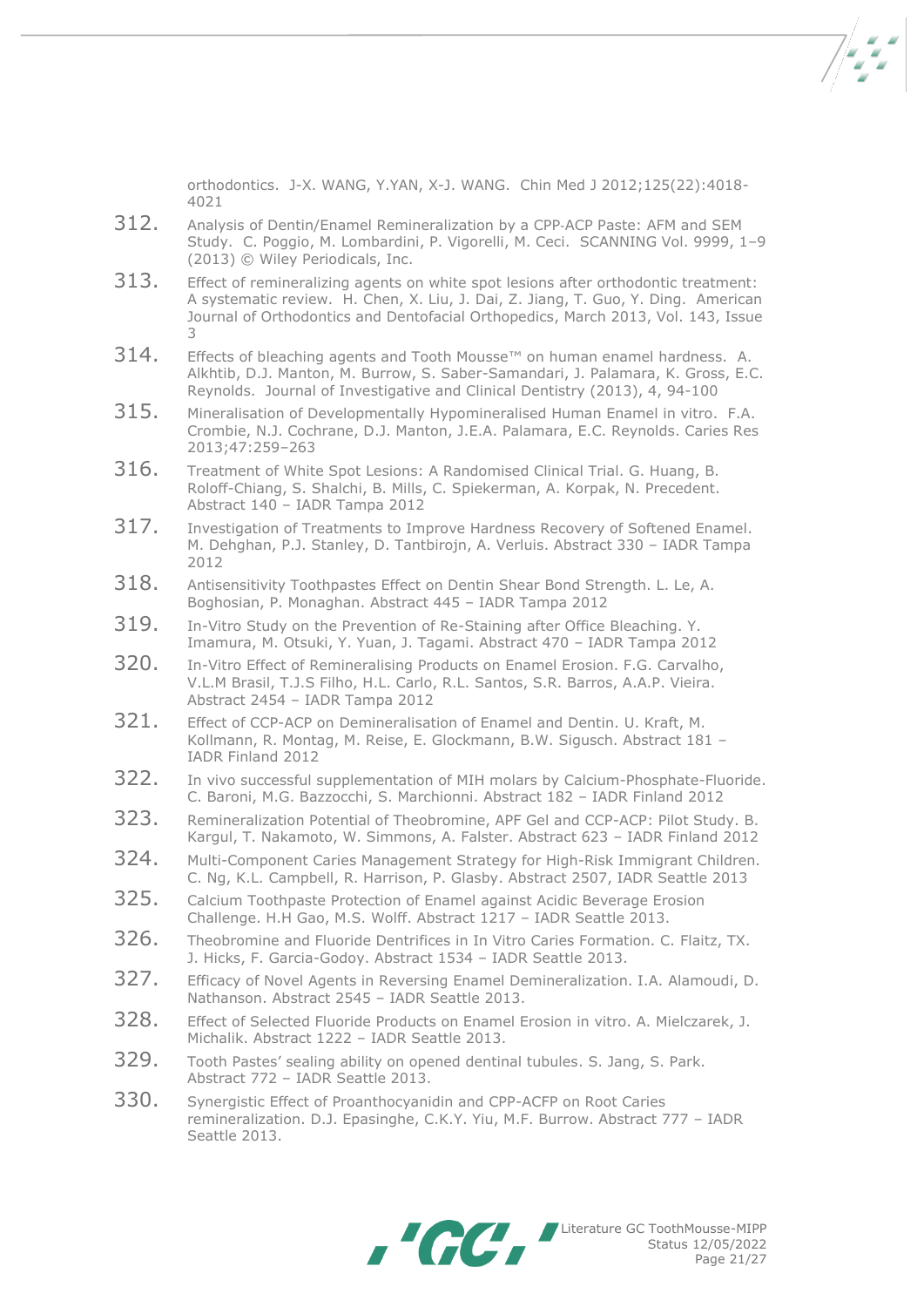orthodontics. J-X. WANG, Y.YAN, X-J. WANG. Chin Med J 2012;125(22):4018-4021

312. Analysis of Dentin/Enamel Remineralization by a CPP-ACP Paste: AFM and SEM Study. C. Poggio, M. Lombardini, P. Vigorelli, M. Ceci. SCANNING Vol. 9999, 1–9 (2013) © Wiley Periodicals, Inc.

313. Effect of remineralizing agents on white spot lesions after orthodontic treatment: A systematic review. H. Chen, X. Liu, J. Dai, Z. Jiang, T. Guo, Y. Ding. American Journal of Orthodontics and Dentofacial Orthopedics, March 2013, Vol. 143, Issue 3

314. Effects of bleaching agents and Tooth Mousse™ on human enamel hardness. A. Alkhtib, D.J. Manton, M. Burrow, S. Saber-Samandari, J. Palamara, K. Gross, E.C. Reynolds. Journal of Investigative and Clinical Dentistry (2013), 4, 94-100

315. Mineralisation of Developmentally Hypomineralised Human Enamel in vitro. F.A. Crombie, N.J. Cochrane, D.J. Manton, J.E.A. Palamara, E.C. Reynolds. Caries Res 2013;47:259–263

316. Treatment of White Spot Lesions: A Randomised Clinical Trial. G. Huang, B. Roloff-Chiang, S. Shalchi, B. Mills, C. Spiekerman, A. Korpak, N. Precedent. Abstract 140 – IADR Tampa 2012

317. Investigation of Treatments to Improve Hardness Recovery of Softened Enamel. M. Dehghan, P.J. Stanley, D. Tantbirojn, A. Verluis. Abstract 330 – IADR Tampa 2012

318. Antisensitivity Toothpastes Effect on Dentin Shear Bond Strength. L. Le, A. Boghosian, P. Monaghan. Abstract 445 – IADR Tampa 2012

319. In-Vitro Study on the Prevention of Re-Staining after Office Bleaching. Y. Imamura, M. Otsuki, Y. Yuan, J. Tagami. Abstract 470 – IADR Tampa 2012

320. In-Vitro Effect of Remineralising Products on Enamel Erosion. F.G. Carvalho, V.L.M Brasil, T.J.S Filho, H.L. Carlo, R.L. Santos, S.R. Barros, A.A.P. Vieira. Abstract 2454 – IADR Tampa 2012

321. Effect of CCP-ACP on Demineralisation of Enamel and Dentin. U. Kraft, M. Kollmann, R. Montag, M. Reise, E. Glockmann, B.W. Sigusch. Abstract 181 – IADR Finland 2012

322. In vivo successful supplementation of MIH molars by Calcium-Phosphate-Fluoride. C. Baroni, M.G. Bazzocchi, S. Marchionni. Abstract 182 – IADR Finland 2012

323. Remineralization Potential of Theobromine, APF Gel and CCP-ACP: Pilot Study. B. Kargul, T. Nakamoto, W. Simmons, A. Falster. Abstract 623 – IADR Finland 2012

324. Multi-Component Caries Management Strategy for High-Risk Immigrant Children. C. Ng, K.L. Campbell, R. Harrison, P. Glasby. Abstract 2507, IADR Seattle 2013

325. Calcium Toothpaste Protection of Enamel against Acidic Beverage Erosion Challenge. H.H Gao, M.S. Wolff. Abstract 1217 – IADR Seattle 2013.

326. Theobromine and Fluoride Dentrifices in In Vitro Caries Formation. C. Flaitz, TX. J. Hicks, F. Garcia-Godoy. Abstract 1534 – IADR Seattle 2013.

327. Efficacy of Novel Agents in Reversing Enamel Demineralization. I.A. Alamoudi, D. Nathanson. Abstract 2545 – IADR Seattle 2013.

328. Effect of Selected Fluoride Products on Enamel Erosion in vitro. A. Mielczarek, J. Michalik. Abstract 1222 – IADR Seattle 2013.

329. Tooth Pastes' sealing ability on opened dentinal tubules. S. Jang, S. Park. Abstract 772 – IADR Seattle 2013.

330. Synergistic Effect of Proanthocyanidin and CPP-ACFP on Root Caries remineralization. D.J. Epasinghe, C.K.Y. Yiu, M.F. Burrow. Abstract 777 – IADR Seattle 2013.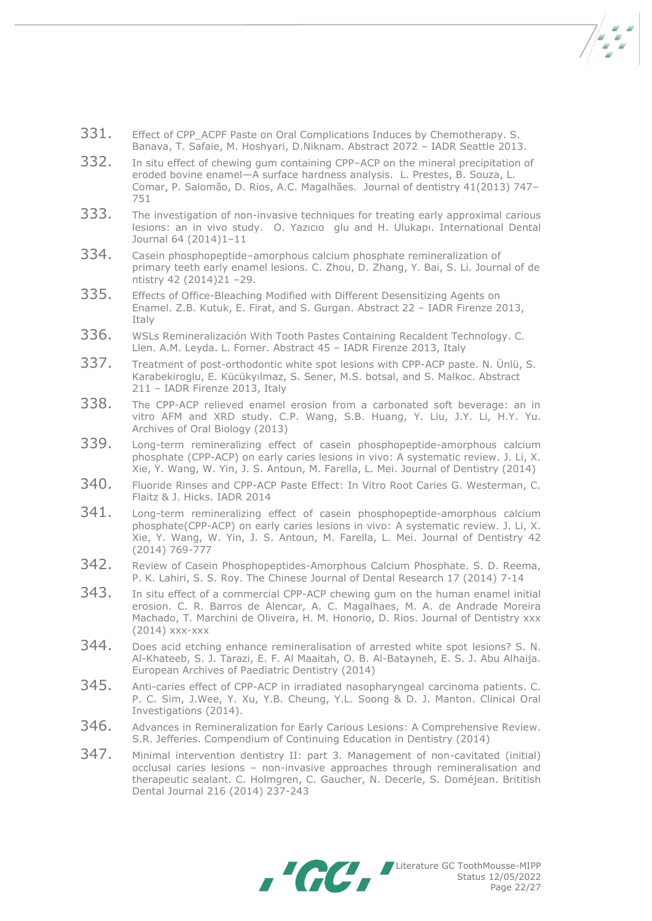331. Effect of CPP_ACPF Paste on Oral Complications Induces by Chemotherapy. S. Banava, T. Safaie, M. Hoshyari, D.Niknam. Abstract 2072 – IADR Seattle 2013.
332. In situ effect of chewing gum containing CPP–ACP on the mineral precipitation of eroded bovine enamel—A surface hardness analysis. L. Prestes, B. Souza, L. Comar, P. Salomão, D. Rios, A.C. Magalhães. Journal of dentistry 41(2013) 747–751
333. The investigation of non-invasive techniques for treating early approximal carious lesions: an in vivo study. O. Yazıcıo glu and H. Ulukapı. International Dental Journal 64 (2014)1–11
334. Casein phosphopeptide–amorphous calcium phosphate remineralization of primary teeth early enamel lesions. C. Zhou, D. Zhang, Y. Bai, S. Li. Journal of de ntistry 42 (2014)21 –29.
335. Effects of Office-Bleaching Modified with Different Desensitizing Agents on Enamel. Z.B. Kutuk, E. Firat, and S. Gurgan. Abstract 22 – IADR Firenze 2013, Italy
336. WSLs Remineralización With Tooth Pastes Containing Recaldent Technology. C. Llen. A.M. Leyda. L. Forner. Abstract 45 – IADR Firenze 2013, Italy
337. Treatment of post-orthodontic white spot lesions with CPP-ACP paste. N. Ünlü, S. Karabekiroglu, E. Kücükyılmaz, S. Sener, M.S. botsal, and S. Malkoc. Abstract 211 – IADR Firenze 2013, Italy
338. The CPP-ACP relieved enamel erosion from a carbonated soft beverage: an in vitro AFM and XRD study. C.P. Wang, S.B. Huang, Y. Liu, J.Y. Li, H.Y. Yu. Archives of Oral Biology (2013)
339. Long-term remineralizing effect of casein phosphopeptide-amorphous calcium phosphate (CPP-ACP) on early caries lesions in vivo: A systematic review. J. Li, X. Xie, Y. Wang, W. Yin, J. S. Antoun, M. Farella, L. Mei. Journal of Dentistry (2014)
340. Fluoride Rinses and CPP-ACP Paste Effect: In Vitro Root Caries G. Westerman, C. Flaitz & J. Hicks. IADR 2014
341. Long-term remineralizing effect of casein phosphopeptide-amorphous calcium phosphate(CPP-ACP) on early caries lesions in vivo: A systematic review. J. Li, X. Xie, Y. Wang, W. Yin, J. S. Antoun, M. Farella, L. Mei. Journal of Dentistry 42 (2014) 769-777
342. Review of Casein Phosphopeptides-Amorphous Calcium Phosphate. S. D. Reema, P. K. Lahiri, S. S. Roy. The Chinese Journal of Dental Research 17 (2014) 7-14
343. In situ effect of a commercial CPP-ACP chewing gum on the human enamel initial erosion. C. R. Barros de Alencar, A. C. Magalhaes, M. A. de Andrade Moreira Machado, T. Marchini de Oliveira, H. M. Honorio, D. Rios. Journal of Dentistry xxx (2014) xxx-xxx
344. Does acid etching enhance remineralisation of arrested white spot lesions? S. N. Al-Khateeb, S. J. Tarazi, E. F. Al Maaitah, O. B. Al-Batayneh, E. S. J. Abu Alhaija. European Archives of Paediatric Dentistry (2014)
345. Anti-caries effect of CPP-ACP in irradiated nasopharyngeal carcinoma patients. C. P. C. Sim, J.Wee, Y. Xu, Y.B. Cheung, Y.L. Soong & D. J. Manton. Clinical Oral Investigations (2014).
346. Advances in Remineralization for Early Carious Lesions: A Comprehensive Review. S.R. Jefferies. Compendium of Continuing Education in Dentistry (2014)
347. Minimal intervention dentistry II: part 3. Management of non-cavitated (initial) occlusal caries lesions – non-invasive approaches through remineralisation and therapeutic sealant. C. Holmgren, C. Gaucher, N. Decerle, S. Doméjean. Brititish Dental Journal 216 (2014) 237-243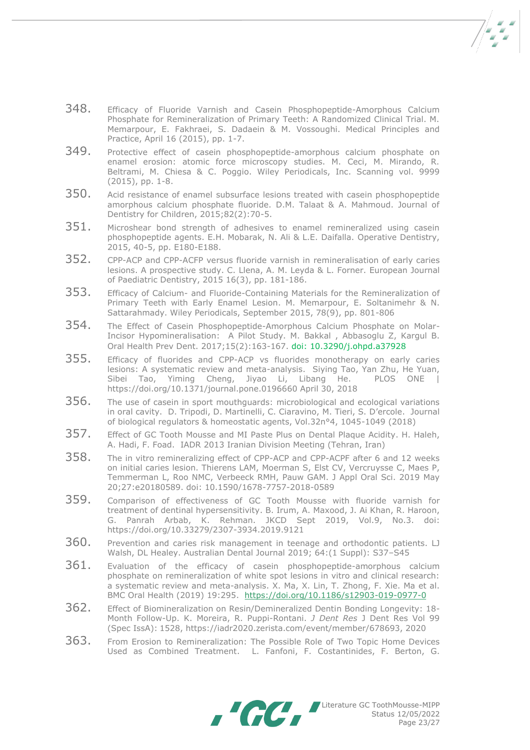348. Efficacy of Fluoride Varnish and Casein Phosphopeptide-Amorphous Calcium Phosphate for Remineralization of Primary Teeth: A Randomized Clinical Trial. M. Memarpour, E. Fakhraei, S. Dadaein & M. Vossoughi. Medical Principles and Practice, April 16 (2015), pp. 1-7.

349. Protective effect of casein phosphopeptide-amorphous calcium phosphate on enamel erosion: atomic force microscopy studies. M. Ceci, M. Mirando, R. Beltrami, M. Chiesa & C. Poggio. Wiley Periodicals, Inc. Scanning vol. 9999 (2015), pp. 1-8.

350. Acid resistance of enamel subsurface lesions treated with casein phosphopeptide amorphous calcium phosphate fluoride. D.M. Talaat & A. Mahmoud. Journal of Dentistry for Children, 2015;82(2):70-5.

351. Microshear bond strength of adhesives to enamel remineralized using casein phosphopeptide agents. E.H. Mobarak, N. Ali & L.E. Daifalla. Operative Dentistry, 2015, 40-5, pp. E180-E188.

352. CPP-ACP and CPP-ACFP versus fluoride varnish in remineralisation of early caries lesions. A prospective study. C. Llena, A. M. Leyda & L. Forner. European Journal of Paediatric Dentistry, 2015 16(3), pp. 181-186.

353. Efficacy of Calcium- and Fluoride-Containing Materials for the Remineralization of Primary Teeth with Early Enamel Lesion. M. Memarpour, E. Soltanimehr & N. Sattarahmady. Wiley Periodicals, September 2015, 78(9), pp. 801-806

354. The Effect of Casein Phosphopeptide-Amorphous Calcium Phosphate on Molar-Incisor Hypomineralisation: A Pilot Study. M. Bakkal , Abbasoglu Z, Kargul B. Oral Health Prev Dent. 2017;15(2):163-167. doi: 10.3290/j.ohpd.a37928

355. Efficacy of fluorides and CPP-ACP vs fluorides monotherapy on early caries lesions: A systematic review and meta-analysis. Siying Tao, Yan Zhu, He Yuan, Sibei Tao, Yiming Cheng, Jiyao Li, Libang He. PLOS ONE | https://doi.org/10.1371/journal.pone.0196660 April 30, 2018

356. The use of casein in sport mouthguards: microbiological and ecological variations in oral cavity. D. Tripodi, D. Martinelli, C. Ciaravino, M. Tieri, S. D'ercole. Journal of biological regulators & homeostatic agents, Vol.32n°4, 1045-1049 (2018)

357. Effect of GC Tooth Mousse and MI Paste Plus on Dental Plaque Acidity. H. Haleh, A. Hadi, F. Foad. IADR 2013 Iranian Division Meeting (Tehran, Iran)

358. The in vitro remineralizing effect of CPP-ACP and CPP-ACPF after 6 and 12 weeks on initial caries lesion. Thierens LAM, Moerman S, Elst CV, Vercruysse C, Maes P, Temmerman L, Roo NMC, Verbeeck RMH, Pauw GAM. J Appl Oral Sci. 2019 May 20;27:e20180589. doi: 10.1590/1678-7757-2018-0589

359. Comparison of effectiveness of GC Tooth Mousse with fluoride varnish for treatment of dentinal hypersensitivity. B. Irum, A. Maxood, J. Ai Khan, R. Haroon, G. Panrah Arbab, K. Rehman. JKCD Sept 2019, Vol.9, No.3. doi: https://doi.org/10.33279/2307-3934.2019.9121

360. Prevention and caries risk management in teenage and orthodontic patients. LJ Walsh, DL Healey. Australian Dental Journal 2019; 64:(1 Suppl): S37–S45

361. Evaluation of the efficacy of casein phosphopeptide-amorphous calcium phosphate on remineralization of white spot lesions in vitro and clinical research: a systematic review and meta-analysis. X. Ma, X. Lin, T. Zhong, F. Xie. Ma et al. BMC Oral Health (2019) 19:295. https://doi.org/10.1186/s12903-019-0977-0

362. Effect of Biomineralization on Resin/Demineralized Dentin Bonding Longevity: 18-Month Follow-Up. K. Moreira, R. Puppi-Rontani. *J Dent Res* J Dent Res Vol 99 (Spec IssA): 1528, https://iadr2020.zerista.com/event/member/678693, 2020

363. From Erosion to Remineralization: The Possible Role of Two Topic Home Devices Used as Combined Treatment. L. Fanfoni, F. Costantinides, F. Berton, G.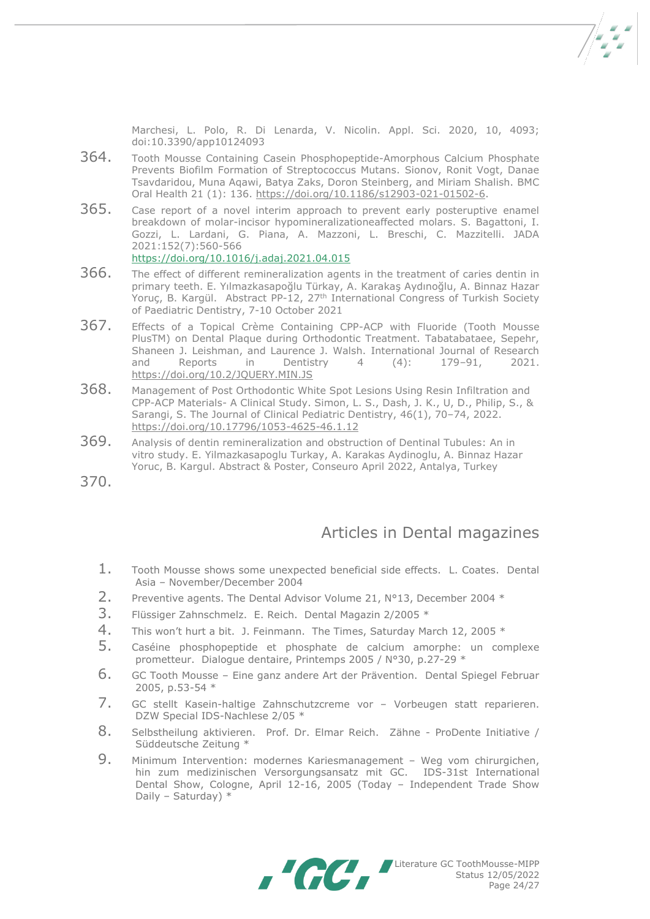Marchesi, L. Polo, R. Di Lenarda, V. Nicolin. Appl. Sci. 2020, 10, 4093; doi:10.3390/app10124093

364. Tooth Mousse Containing Casein Phosphopeptide-Amorphous Calcium Phosphate Prevents Biofilm Formation of Streptococcus Mutans. Sionov, Ronit Vogt, Danae Tsavdaridou, Muna Aqawi, Batya Zaks, Doron Steinberg, and Miriam Shalish. BMC Oral Health 21 (1): 136. https://doi.org/10.1186/s12903-021-01502-6.

365. Case report of a novel interim approach to prevent early posteruptive enamel breakdown of molar-incisor hypomineralizationeaffected molars. S. Bagattoni, I. Gozzi, L. Lardani, G. Piana, A. Mazzoni, L. Breschi, C. Mazzitelli. JADA 2021:152(7):560-566 https://doi.org/10.1016/j.adaj.2021.04.015

366. The effect of different remineralization agents in the treatment of caries dentin in primary teeth. E. Yılmazkasapoğlu Türkay, A. Karakaş Aydınoğlu, A. Binnaz Hazar Yoruç, B. Kargül. Abstract PP-12, 27th International Congress of Turkish Society of Paediatric Dentistry, 7-10 October 2021

367. Effects of a Topical Crème Containing CPP-ACP with Fluoride (Tooth Mousse PlusTM) on Dental Plaque during Orthodontic Treatment. Tabatabataee, Sepehr, Shaneen J. Leishman, and Laurence J. Walsh. International Journal of Research and Reports in Dentistry 4 (4): 179–91, 2021. https://doi.org/10.2/JQUERY.MIN.JS

368. Management of Post Orthodontic White Spot Lesions Using Resin Infiltration and CPP-ACP Materials- A Clinical Study. Simon, L. S., Dash, J. K., U, D., Philip, S., & Sarangi, S. The Journal of Clinical Pediatric Dentistry, 46(1), 70–74, 2022. https://doi.org/10.17796/1053-4625-46.1.12

369. Analysis of dentin remineralization and obstruction of Dentinal Tubules: An in vitro study. E. Yilmazkasapoglu Turkay, A. Karakas Aydinoglu, A. Binnaz Hazar Yoruc, B. Kargul. Abstract & Poster, Conseuro April 2022, Antalya, Turkey

370.

## Articles in Dental magazines

1. Tooth Mousse shows some unexpected beneficial side effects. L. Coates. Dental Asia – November/December 2004
2. Preventive agents. The Dental Advisor Volume 21, N°13, December 2004 *
3. Flüssiger Zahnschmelz. E. Reich. Dental Magazin 2/2005 *
4. This won't hurt a bit. J. Feinmann. The Times, Saturday March 12, 2005 *
5. Caséine phosphopeptide et phosphate de calcium amorphe: un complexe prometteur. Dialogue dentaire, Printemps 2005 / N°30, p.27-29 *
6. GC Tooth Mousse – Eine ganz andere Art der Prävention. Dental Spiegel Februar 2005, p.53-54 *
7. GC stellt Kasein-haltige Zahnschutzcreme vor – Vorbeugen statt reparieren. DZW Special IDS-Nachlese 2/05 *
8. Selbstheilung aktivieren. Prof. Dr. Elmar Reich. Zähne - ProDente Initiative / Süddeutsche Zeitung *
9. Minimum Intervention: modernes Kariesmanagement – Weg vom chirurgichen, hin zum medizinischen Versorgungsansatz mit GC. IDS-31st International Dental Show, Cologne, April 12-16, 2005 (Today – Independent Trade Show Daily – Saturday) *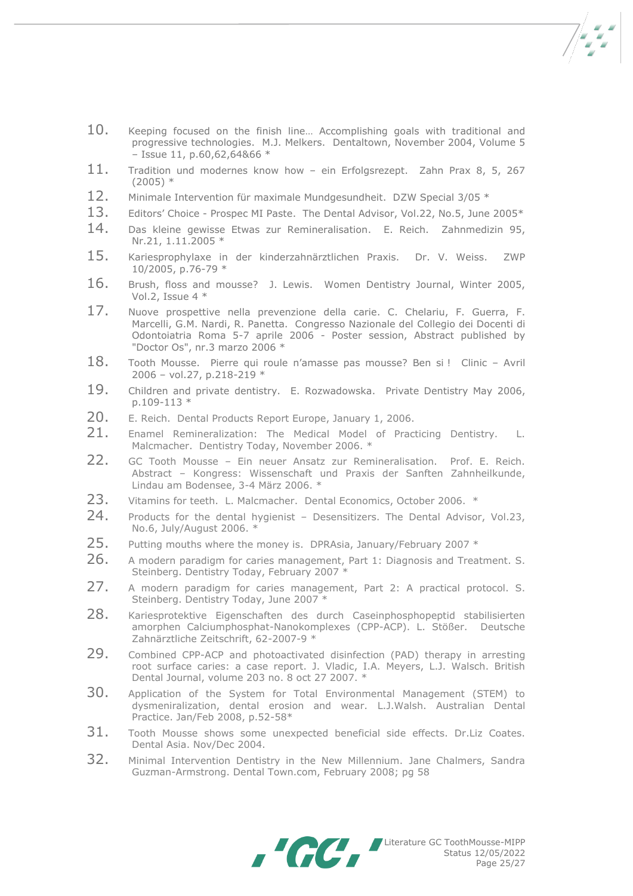10. Keeping focused on the finish line… Accomplishing goals with traditional and progressive technologies. M.J. Melkers. Dentaltown, November 2004, Volume 5 – Issue 11, p.60,62,64&66 *
11. Tradition und modernes know how – ein Erfolgsrezept. Zahn Prax 8, 5, 267 (2005) *
12. Minimale Intervention für maximale Mundgesundheit. DZW Special 3/05 *
13. Editors' Choice - Prospec MI Paste. The Dental Advisor, Vol.22, No.5, June 2005*
14. Das kleine gewisse Etwas zur Remineralisation. E. Reich. Zahnmedizin 95, Nr.21, 1.11.2005 *
15. Kariesprophylaxe in der kinderzahnärztlichen Praxis. Dr. V. Weiss. ZWP 10/2005, p.76-79 *
16. Brush, floss and mousse? J. Lewis. Women Dentistry Journal, Winter 2005, Vol.2, Issue 4 *
17. Nuove prospettive nella prevenzione della carie. C. Chelariu, F. Guerra, F. Marcelli, G.M. Nardi, R. Panetta. Congresso Nazionale del Collegio dei Docenti di Odontoiatria Roma 5-7 aprile 2006 - Poster session, Abstract published by "Doctor Os", nr.3 marzo 2006 *
18. Tooth Mousse. Pierre qui roule n'amasse pas mousse? Ben si ! Clinic – Avril 2006 – vol.27, p.218-219 *
19. Children and private dentistry. E. Rozwadowska. Private Dentistry May 2006, p.109-113 *
20. E. Reich. Dental Products Report Europe, January 1, 2006.
21. Enamel Remineralization: The Medical Model of Practicing Dentistry. L. Malcmacher. Dentistry Today, November 2006. *
22. GC Tooth Mousse – Ein neuer Ansatz zur Remineralisation. Prof. E. Reich. Abstract – Kongress: Wissenschaft und Praxis der Sanften Zahnheilkunde, Lindau am Bodensee, 3-4 März 2006. *
23. Vitamins for teeth. L. Malcmacher. Dental Economics, October 2006. *
24. Products for the dental hygienist – Desensitizers. The Dental Advisor, Vol.23, No.6, July/August 2006. *
25. Putting mouths where the money is. DPRAsia, January/February 2007 *
26. A modern paradigm for caries management, Part 1: Diagnosis and Treatment. S. Steinberg. Dentistry Today, February 2007 *
27. A modern paradigm for caries management, Part 2: A practical protocol. S. Steinberg. Dentistry Today, June 2007 *
28. Kariesprotektive Eigenschaften des durch Caseinphosphopeptid stabilisierten amorphen Calciumphosphat-Nanokomplexes (CPP-ACP). L. Stößer. Deutsche Zahnärztliche Zeitschrift, 62-2007-9 *
29. Combined CPP-ACP and photoactivated disinfection (PAD) therapy in arresting root surface caries: a case report. J. Vladic, I.A. Meyers, L.J. Walsch. British Dental Journal, volume 203 no. 8 oct 27 2007. *
30. Application of the System for Total Environmental Management (STEM) to dysmeniralization, dental erosion and wear. L.J.Walsh. Australian Dental Practice. Jan/Feb 2008, p.52-58*
31. Tooth Mousse shows some unexpected beneficial side effects. Dr.Liz Coates. Dental Asia. Nov/Dec 2004.
32. Minimal Intervention Dentistry in the New Millennium. Jane Chalmers, Sandra Guzman-Armstrong. Dental Town.com, February 2008; pg 58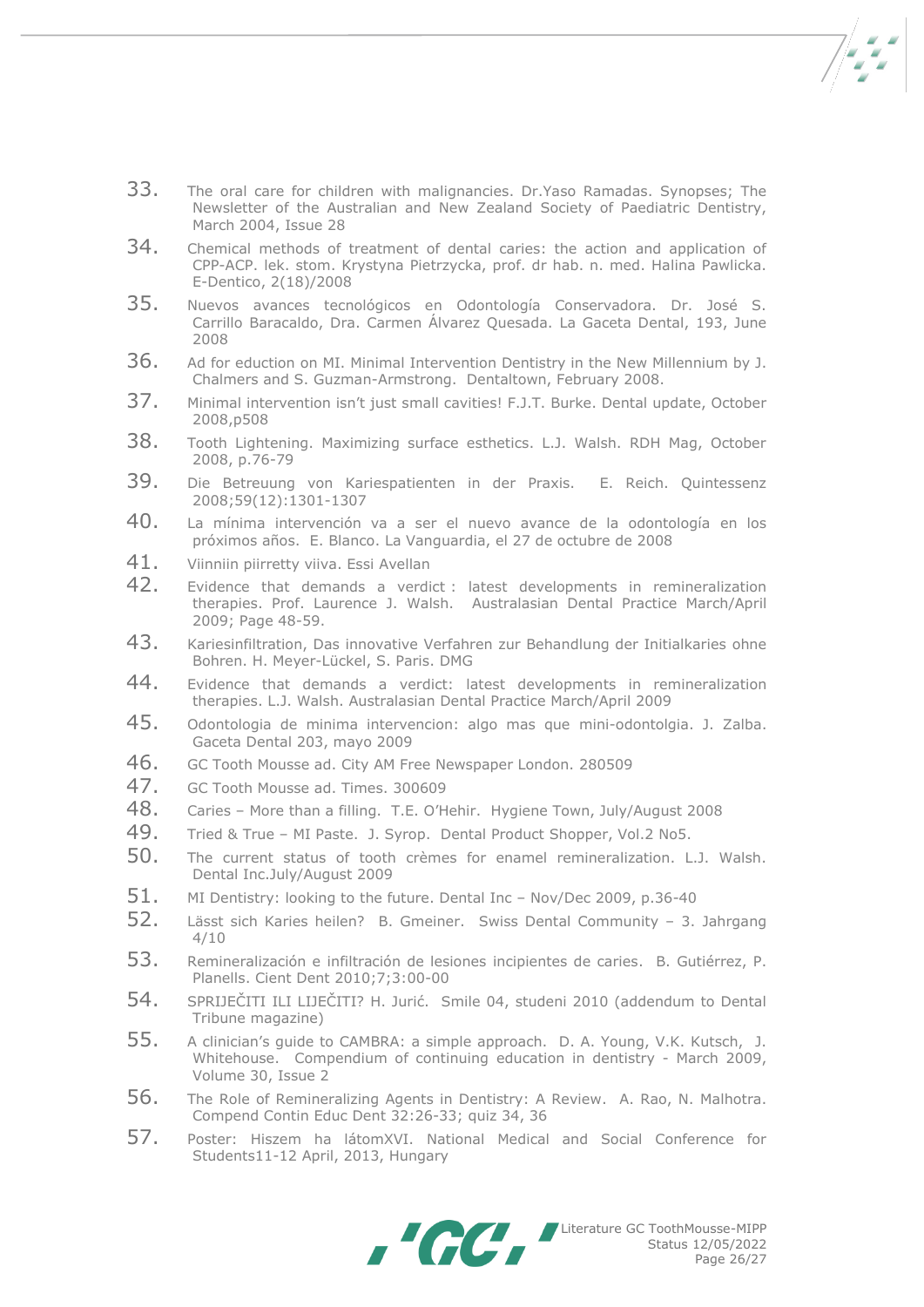33. The oral care for children with malignancies. Dr.Yaso Ramadas. Synopses; The Newsletter of the Australian and New Zealand Society of Paediatric Dentistry, March 2004, Issue 28
34. Chemical methods of treatment of dental caries: the action and application of CPP-ACP. lek. stom. Krystyna Pietrzycka, prof. dr hab. n. med. Halina Pawlicka. E-Dentico, 2(18)/2008
35. Nuevos avances tecnológicos en Odontología Conservadora. Dr. José S. Carrillo Baracaldo, Dra. Carmen Álvarez Quesada. La Gaceta Dental, 193, June 2008
36. Ad for eduction on MI. Minimal Intervention Dentistry in the New Millennium by J. Chalmers and S. Guzman-Armstrong. Dentaltown, February 2008.
37. Minimal intervention isn't just small cavities! F.J.T. Burke. Dental update, October 2008,p508
38. Tooth Lightening. Maximizing surface esthetics. L.J. Walsh. RDH Mag, October 2008, p.76-79
39. Die Betreuung von Kariespatienten in der Praxis. E. Reich. Quintessenz 2008;59(12):1301-1307
40. La mínima intervención va a ser el nuevo avance de la odontología en los próximos años. E. Blanco. La Vanguardia, el 27 de octubre de 2008
41. Viinniin piirretty viiva. Essi Avellan
42. Evidence that demands a verdict : latest developments in remineralization therapies. Prof. Laurence J. Walsh. Australasian Dental Practice March/April 2009; Page 48-59.
43. Kariesinfiltration, Das innovative Verfahren zur Behandlung der Initialkaries ohne Bohren. H. Meyer-Lückel, S. Paris. DMG
44. Evidence that demands a verdict: latest developments in remineralization therapies. L.J. Walsh. Australasian Dental Practice March/April 2009
45. Odontologia de minima intervencion: algo mas que mini-odontolgia. J. Zalba. Gaceta Dental 203, mayo 2009
46. GC Tooth Mousse ad. City AM Free Newspaper London. 280509
47. GC Tooth Mousse ad. Times. 300609
48. Caries – More than a filling. T.E. O'Hehir. Hygiene Town, July/August 2008
49. Tried & True – MI Paste. J. Syrop. Dental Product Shopper, Vol.2 No5.
50. The current status of tooth crèmes for enamel remineralization. L.J. Walsh. Dental Inc.July/August 2009
51. MI Dentistry: looking to the future. Dental Inc – Nov/Dec 2009, p.36-40
52. Lässt sich Karies heilen? B. Gmeiner. Swiss Dental Community – 3. Jahrgang 4/10
53. Remineralización e infiltración de lesiones incipientes de caries. B. Gutiérrez, P. Planells. Cient Dent 2010;7;3:00-00
54. SPRIJEČITI ILI LIJEČITI? H. Jurić. Smile 04, studeni 2010 (addendum to Dental Tribune magazine)
55. A clinician's guide to CAMBRA: a simple approach. D. A. Young, V.K. Kutsch, J. Whitehouse. Compendium of continuing education in dentistry - March 2009, Volume 30, Issue 2
56. The Role of Remineralizing Agents in Dentistry: A Review. A. Rao, N. Malhotra. Compend Contin Educ Dent 32:26-33; quiz 34, 36
57. Poster: Hiszem ha látomXVI. National Medical and Social Conference for Students11-12 April, 2013, Hungary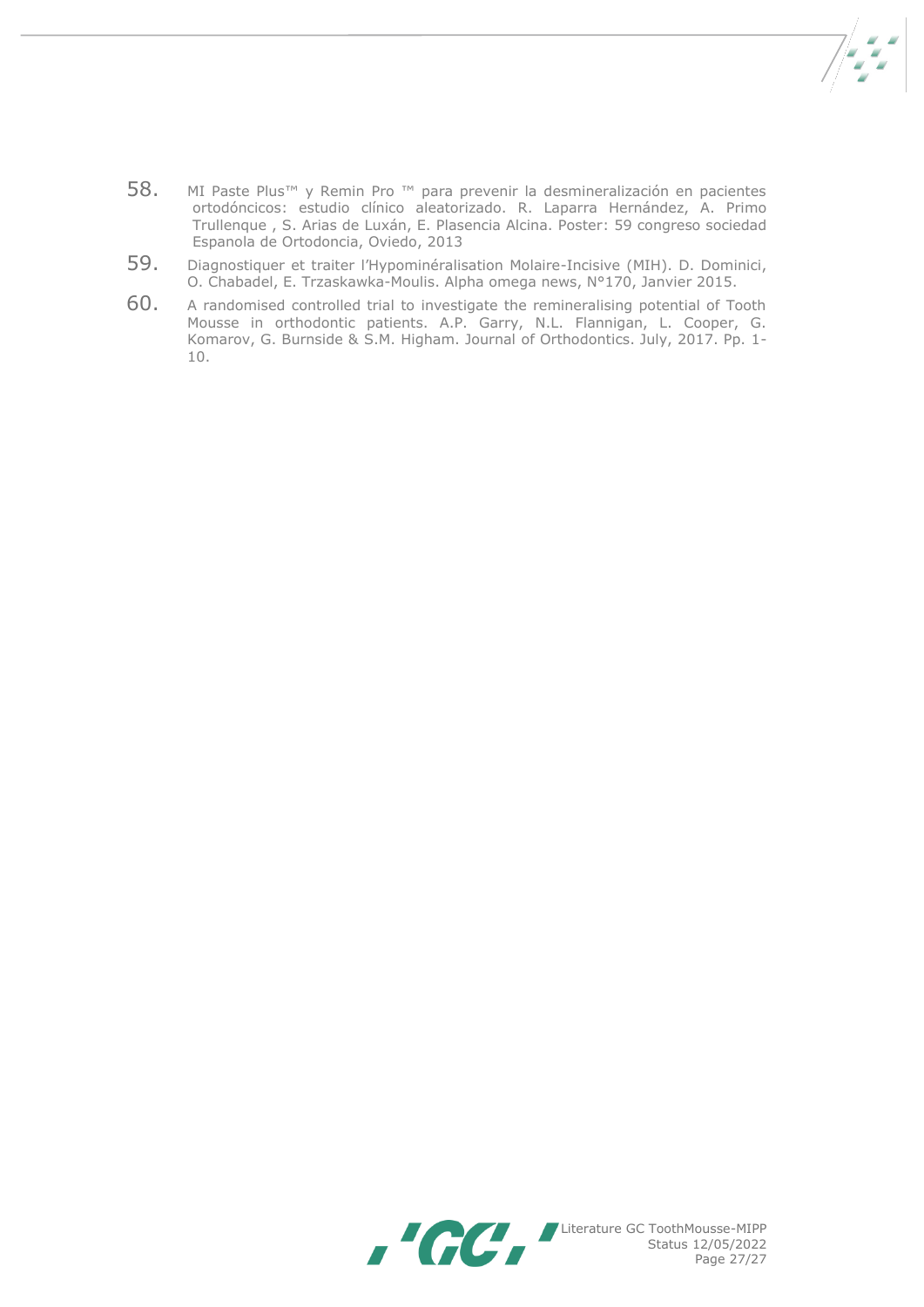58. MI Paste Plus™ y Remin Pro ™ para prevenir la desmineralización en pacientes ortodóncicos: estudio clínico aleatorizado. R. Laparra Hernández, A. Primo Trullenque , S. Arias de Luxán, E. Plasencia Alcina. Poster: 59 congreso sociedad Espanola de Ortodoncia, Oviedo, 2013

59. Diagnostiquer et traiter l'Hypominéralisation Molaire-Incisive (MIH). D. Dominici, O. Chabadel, E. Trzaskawka-Moulis. Alpha omega news, N°170, Janvier 2015.

60. A randomised controlled trial to investigate the remineralising potential of Tooth Mousse in orthodontic patients. A.P. Garry, N.L. Flannigan, L. Cooper, G. Komarov, G. Burnside & S.M. Higham. Journal of Orthodontics. July, 2017. Pp. 1-10.